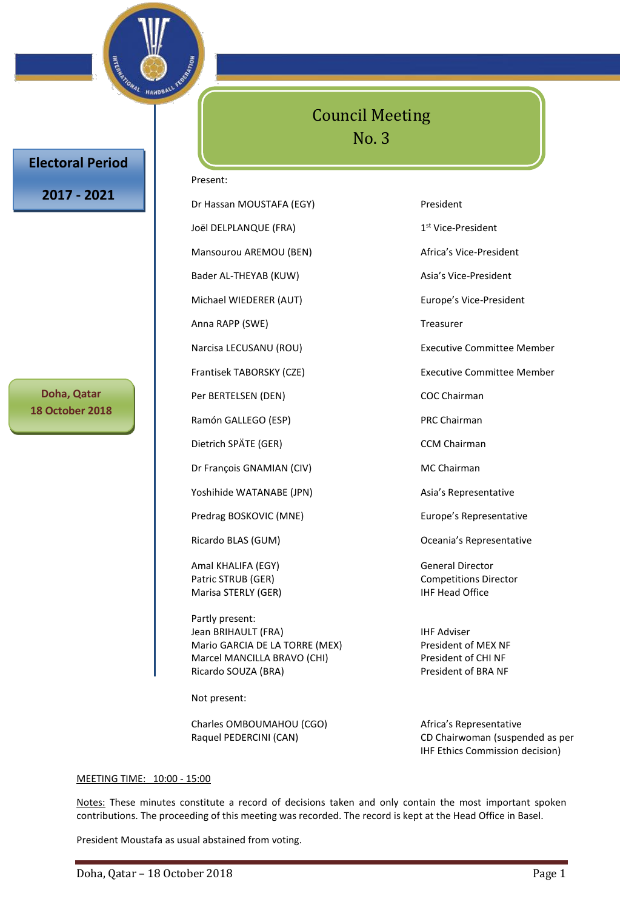# Council Meeting No. 3

**Electoral Period 2017 - 2021**

**Doha, Qatar 18 October 2018**

Present:

| | |
|---|---|
| Dr Hassan MOUSTAFA (EGY) | President |
| Joël DELPLANQUE (FRA) | 1st Vice-President |
| Mansourou AREMOU (BEN) | Africa's Vice-President |
| Bader AL-THEYAB (KUW) | Asia's Vice-President |
| Michael WIEDERER (AUT) | Europe's Vice-President |
| Anna RAPP (SWE) | Treasurer |
| Narcisa LECUSANU (ROU) | Executive Committee Member |
| Frantisek TABORSKY (CZE) | Executive Committee Member |
| Per BERTELSEN (DEN) | COC Chairman |
| Ramón GALLEGO (ESP) | PRC Chairman |
| Dietrich SPÄTE (GER) | CCM Chairman |
| Dr François GNAMIAN (CIV) | MC Chairman |
| Yoshihide WATANABE (JPN) | Asia's Representative |
| Predrag BOSKOVIC (MNE) | Europe's Representative |
| Ricardo BLAS (GUM) | Oceania's Representative |
| Amal KHALIFA (EGY) | General Director |
| Patric STRUB (GER) | Competitions Director |
| Marisa STERLY (GER) | IHF Head Office |

Partly present:

| | |
|---|---|
| Jean BRIHAULT (FRA) | IHF Adviser |
| Mario GARCIA DE LA TORRE (MEX) | President of MEX NF |
| Marcel MANCILLA BRAVO (CHI) | President of CHI NF |
| Ricardo SOUZA (BRA) | President of BRA NF |

Not present:

| | |
|---|---|
| Charles OMBOUMAHOU (CGO) | Africa's Representative |
| Raquel PEDERCINI (CAN) | CD Chairwoman (suspended as per IHF Ethics Commission decision) |

MEETING TIME: 10:00 - 15:00

Notes: These minutes constitute a record of decisions taken and only contain the most important spoken contributions. The proceeding of this meeting was recorded. The record is kept at the Head Office in Basel.

President Moustafa as usual abstained from voting.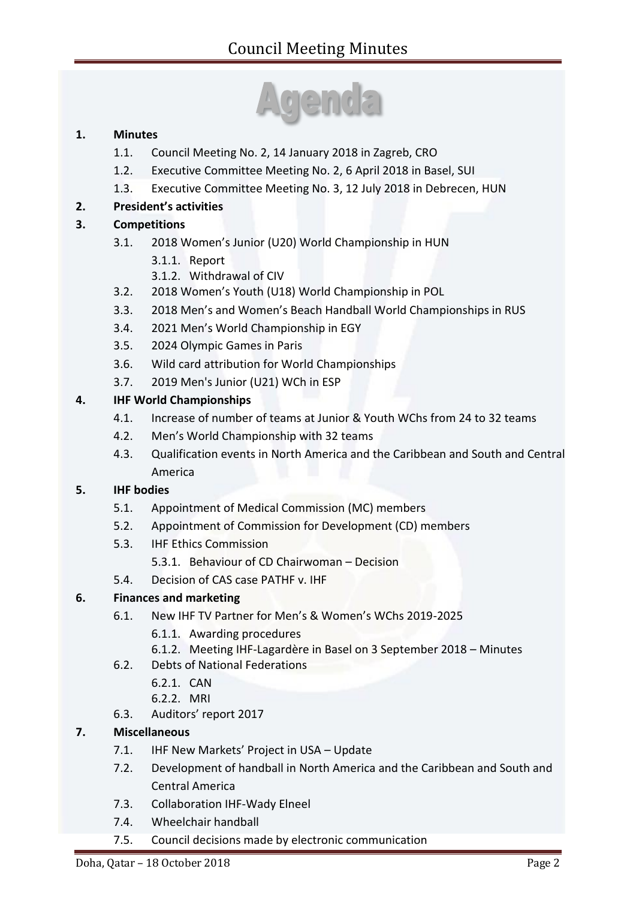# Agenda

1. **Minutes**
   - 1.1. Council Meeting No. 2, 14 January 2018 in Zagreb, CRO
   - 1.2. Executive Committee Meeting No. 2, 6 April 2018 in Basel, SUI
   - 1.3. Executive Committee Meeting No. 3, 12 July 2018 in Debrecen, HUN
2. **President's activities**
3. **Competitions**
   - 3.1. 2018 Women's Junior (U20) World Championship in HUN
     - 3.1.1. Report
     - 3.1.2. Withdrawal of CIV
   - 3.2. 2018 Women's Youth (U18) World Championship in POL
   - 3.3. 2018 Men's and Women's Beach Handball World Championships in RUS
   - 3.4. 2021 Men's World Championship in EGY
   - 3.5. 2024 Olympic Games in Paris
   - 3.6. Wild card attribution for World Championships
   - 3.7. 2019 Men's Junior (U21) WCh in ESP
4. **IHF World Championships**
   - 4.1. Increase of number of teams at Junior & Youth WChs from 24 to 32 teams
   - 4.2. Men's World Championship with 32 teams
   - 4.3. Qualification events in North America and the Caribbean and South and Central America
5. **IHF bodies**
   - 5.1. Appointment of Medical Commission (MC) members
   - 5.2. Appointment of Commission for Development (CD) members
   - 5.3. IHF Ethics Commission
     - 5.3.1. Behaviour of CD Chairwoman – Decision
   - 5.4. Decision of CAS case PATHF v. IHF
6. **Finances and marketing**
   - 6.1. New IHF TV Partner for Men's & Women's WChs 2019-2025
     - 6.1.1. Awarding procedures
     - 6.1.2. Meeting IHF-Lagardère in Basel on 3 September 2018 – Minutes
   - 6.2. Debts of National Federations
     - 6.2.1. CAN
     - 6.2.2. MRI
   - 6.3. Auditors' report 2017
7. **Miscellaneous**
   - 7.1. IHF New Markets' Project in USA – Update
   - 7.2. Development of handball in North America and the Caribbean and South and Central America
   - 7.3. Collaboration IHF-Wady Elneel
   - 7.4. Wheelchair handball
   - 7.5. Council decisions made by electronic communication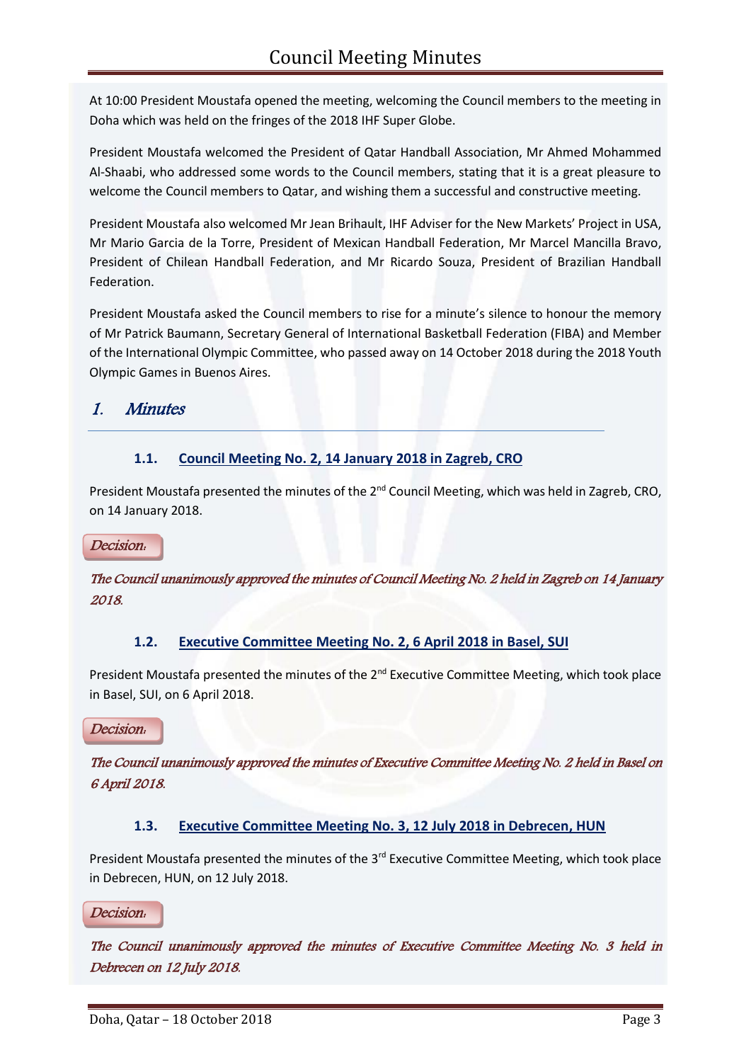At 10:00 President Moustafa opened the meeting, welcoming the Council members to the meeting in Doha which was held on the fringes of the 2018 IHF Super Globe.

President Moustafa welcomed the President of Qatar Handball Association, Mr Ahmed Mohammed Al-Shaabi, who addressed some words to the Council members, stating that it is a great pleasure to welcome the Council members to Qatar, and wishing them a successful and constructive meeting.

President Moustafa also welcomed Mr Jean Brihault, IHF Adviser for the New Markets' Project in USA, Mr Mario Garcia de la Torre, President of Mexican Handball Federation, Mr Marcel Mancilla Bravo, President of Chilean Handball Federation, and Mr Ricardo Souza, President of Brazilian Handball Federation.

President Moustafa asked the Council members to rise for a minute's silence to honour the memory of Mr Patrick Baumann, Secretary General of International Basketball Federation (FIBA) and Member of the International Olympic Committee, who passed away on 14 October 2018 during the 2018 Youth Olympic Games in Buenos Aires.

# 1. *Minutes*

## 1.1. Council Meeting No. 2, 14 January 2018 in Zagreb, CRO

President Moustafa presented the minutes of the 2nd Council Meeting, which was held in Zagreb, CRO, on 14 January 2018.

*Decision:*

*The Council unanimously approved the minutes of Council Meeting No. 2 held in Zagreb on 14 January 2018.*

## 1.2. Executive Committee Meeting No. 2, 6 April 2018 in Basel, SUI

President Moustafa presented the minutes of the 2nd Executive Committee Meeting, which took place in Basel, SUI, on 6 April 2018.

*Decision:*

*The Council unanimously approved the minutes of Executive Committee Meeting No. 2 held in Basel on 6 April 2018.*

## 1.3. Executive Committee Meeting No. 3, 12 July 2018 in Debrecen, HUN

President Moustafa presented the minutes of the 3rd Executive Committee Meeting, which took place in Debrecen, HUN, on 12 July 2018.

*Decision:*

*The Council unanimously approved the minutes of Executive Committee Meeting No. 3 held in Debrecen on 12 July 2018.*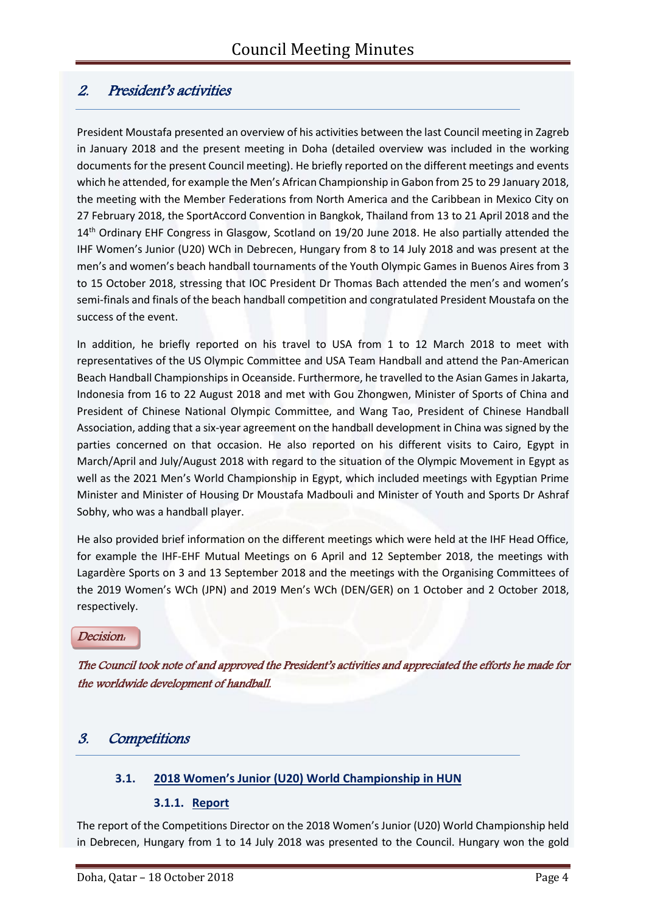## 2. *President's activities*

President Moustafa presented an overview of his activities between the last Council meeting in Zagreb in January 2018 and the present meeting in Doha (detailed overview was included in the working documents for the present Council meeting). He briefly reported on the different meetings and events which he attended, for example the Men's African Championship in Gabon from 25 to 29 January 2018, the meeting with the Member Federations from North America and the Caribbean in Mexico City on 27 February 2018, the SportAccord Convention in Bangkok, Thailand from 13 to 21 April 2018 and the 14th Ordinary EHF Congress in Glasgow, Scotland on 19/20 June 2018. He also partially attended the IHF Women's Junior (U20) WCh in Debrecen, Hungary from 8 to 14 July 2018 and was present at the men's and women's beach handball tournaments of the Youth Olympic Games in Buenos Aires from 3 to 15 October 2018, stressing that IOC President Dr Thomas Bach attended the men's and women's semi-finals and finals of the beach handball competition and congratulated President Moustafa on the success of the event.

In addition, he briefly reported on his travel to USA from 1 to 12 March 2018 to meet with representatives of the US Olympic Committee and USA Team Handball and attend the Pan-American Beach Handball Championships in Oceanside. Furthermore, he travelled to the Asian Games in Jakarta, Indonesia from 16 to 22 August 2018 and met with Gou Zhongwen, Minister of Sports of China and President of Chinese National Olympic Committee, and Wang Tao, President of Chinese Handball Association, adding that a six-year agreement on the handball development in China was signed by the parties concerned on that occasion. He also reported on his different visits to Cairo, Egypt in March/April and July/August 2018 with regard to the situation of the Olympic Movement in Egypt as well as the 2021 Men's World Championship in Egypt, which included meetings with Egyptian Prime Minister and Minister of Housing Dr Moustafa Madbouli and Minister of Youth and Sports Dr Ashraf Sobhy, who was a handball player.

He also provided brief information on the different meetings which were held at the IHF Head Office, for example the IHF-EHF Mutual Meetings on 6 April and 12 September 2018, the meetings with Lagardère Sports on 3 and 13 September 2018 and the meetings with the Organising Committees of the 2019 Women's WCh (JPN) and 2019 Men's WCh (DEN/GER) on 1 October and 2 October 2018, respectively.

*Decision:*

*The Council took note of and approved the President's activities and appreciated the efforts he made for the worldwide development of handball.*

## 3. *Competitions*

### 3.1. 2018 Women's Junior (U20) World Championship in HUN

#### 3.1.1. Report

The report of the Competitions Director on the 2018 Women's Junior (U20) World Championship held in Debrecen, Hungary from 1 to 14 July 2018 was presented to the Council. Hungary won the gold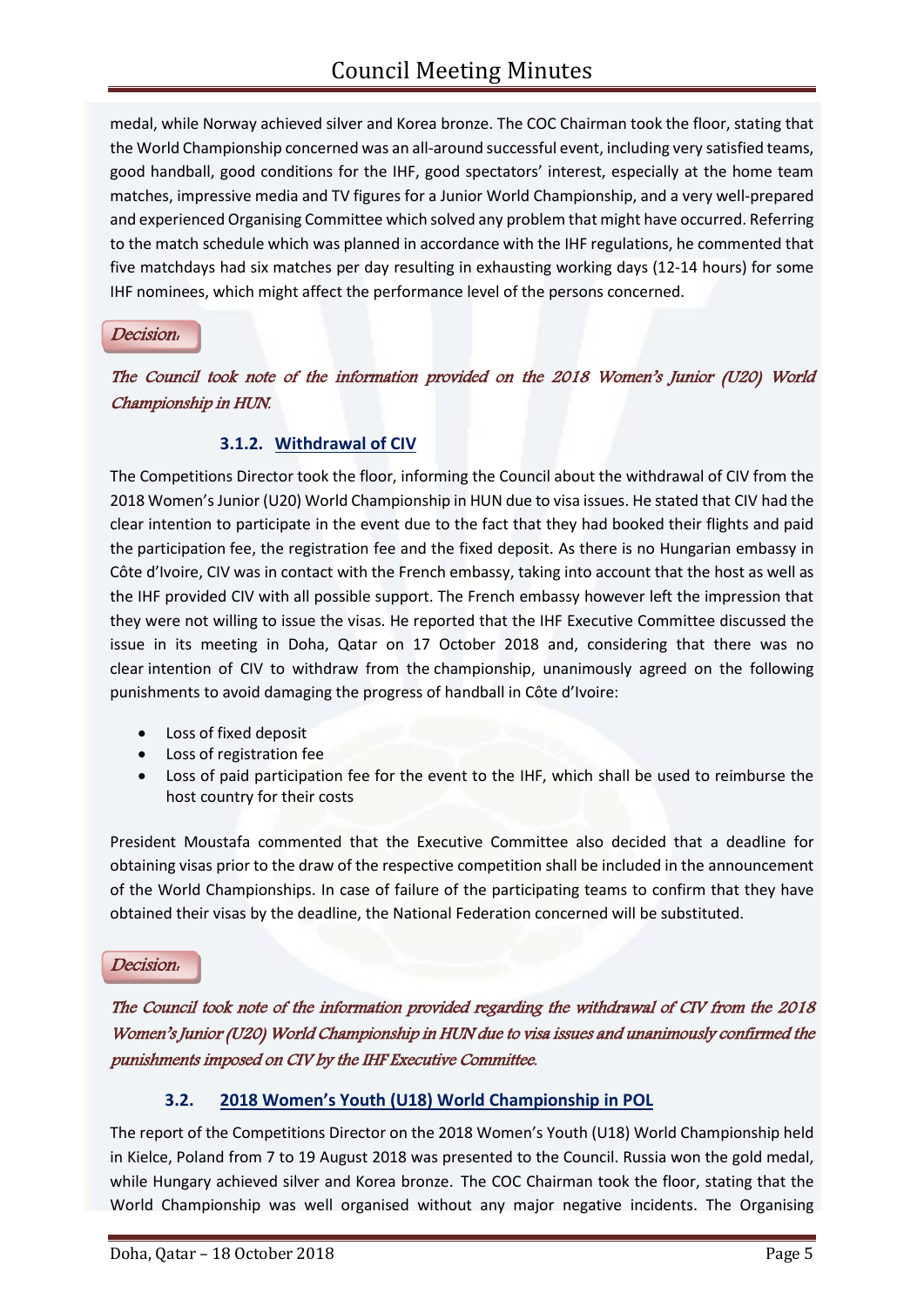medal, while Norway achieved silver and Korea bronze. The COC Chairman took the floor, stating that the World Championship concerned was an all-around successful event, including very satisfied teams, good handball, good conditions for the IHF, good spectators' interest, especially at the home team matches, impressive media and TV figures for a Junior World Championship, and a very well-prepared and experienced Organising Committee which solved any problem that might have occurred. Referring to the match schedule which was planned in accordance with the IHF regulations, he commented that five matchdays had six matches per day resulting in exhausting working days (12-14 hours) for some IHF nominees, which might affect the performance level of the persons concerned.

*Decision:*

*The Council took note of the information provided on the 2018 Women's Junior (U20) World Championship in HUN.*

#### 3.1.2. Withdrawal of CIV

The Competitions Director took the floor, informing the Council about the withdrawal of CIV from the 2018 Women's Junior (U20) World Championship in HUN due to visa issues. He stated that CIV had the clear intention to participate in the event due to the fact that they had booked their flights and paid the participation fee, the registration fee and the fixed deposit. As there is no Hungarian embassy in Côte d'Ivoire, CIV was in contact with the French embassy, taking into account that the host as well as the IHF provided CIV with all possible support. The French embassy however left the impression that they were not willing to issue the visas. He reported that the IHF Executive Committee discussed the issue in its meeting in Doha, Qatar on 17 October 2018 and, considering that there was no clear intention of CIV to withdraw from the championship, unanimously agreed on the following punishments to avoid damaging the progress of handball in Côte d'Ivoire:

- Loss of fixed deposit
- Loss of registration fee
- Loss of paid participation fee for the event to the IHF, which shall be used to reimburse the host country for their costs

President Moustafa commented that the Executive Committee also decided that a deadline for obtaining visas prior to the draw of the respective competition shall be included in the announcement of the World Championships. In case of failure of the participating teams to confirm that they have obtained their visas by the deadline, the National Federation concerned will be substituted.

*Decision:*

*The Council took note of the information provided regarding the withdrawal of CIV from the 2018 Women's Junior (U20) World Championship in HUN due to visa issues and unanimously confirmed the punishments imposed on CIV by the IHF Executive Committee.*

### 3.2. 2018 Women's Youth (U18) World Championship in POL

The report of the Competitions Director on the 2018 Women's Youth (U18) World Championship held in Kielce, Poland from 7 to 19 August 2018 was presented to the Council. Russia won the gold medal, while Hungary achieved silver and Korea bronze. The COC Chairman took the floor, stating that the World Championship was well organised without any major negative incidents. The Organising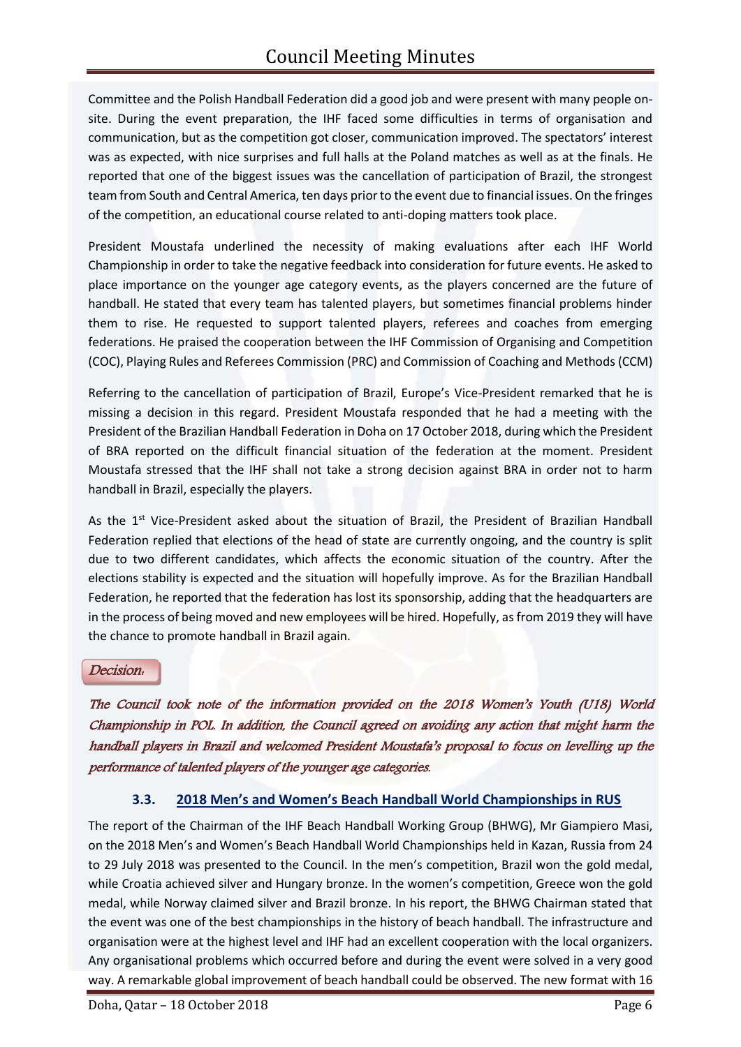Committee and the Polish Handball Federation did a good job and were present with many people on-site. During the event preparation, the IHF faced some difficulties in terms of organisation and communication, but as the competition got closer, communication improved. The spectators' interest was as expected, with nice surprises and full halls at the Poland matches as well as at the finals. He reported that one of the biggest issues was the cancellation of participation of Brazil, the strongest team from South and Central America, ten days prior to the event due to financial issues. On the fringes of the competition, an educational course related to anti-doping matters took place.

President Moustafa underlined the necessity of making evaluations after each IHF World Championship in order to take the negative feedback into consideration for future events. He asked to place importance on the younger age category events, as the players concerned are the future of handball. He stated that every team has talented players, but sometimes financial problems hinder them to rise. He requested to support talented players, referees and coaches from emerging federations. He praised the cooperation between the IHF Commission of Organising and Competition (COC), Playing Rules and Referees Commission (PRC) and Commission of Coaching and Methods (CCM)

Referring to the cancellation of participation of Brazil, Europe's Vice-President remarked that he is missing a decision in this regard. President Moustafa responded that he had a meeting with the President of the Brazilian Handball Federation in Doha on 17 October 2018, during which the President of BRA reported on the difficult financial situation of the federation at the moment. President Moustafa stressed that the IHF shall not take a strong decision against BRA in order not to harm handball in Brazil, especially the players.

As the 1st Vice-President asked about the situation of Brazil, the President of Brazilian Handball Federation replied that elections of the head of state are currently ongoing, and the country is split due to two different candidates, which affects the economic situation of the country. After the elections stability is expected and the situation will hopefully improve. As for the Brazilian Handball Federation, he reported that the federation has lost its sponsorship, adding that the headquarters are in the process of being moved and new employees will be hired. Hopefully, as from 2019 they will have the chance to promote handball in Brazil again.

*Decision:*

*The Council took note of the information provided on the 2018 Women's Youth (U18) World Championship in POL. In addition, the Council agreed on avoiding any action that might harm the handball players in Brazil and welcomed President Moustafa's proposal to focus on levelling up the performance of talented players of the younger age categories.*

### 3.3. 2018 Men's and Women's Beach Handball World Championships in RUS

The report of the Chairman of the IHF Beach Handball Working Group (BHWG), Mr Giampiero Masi, on the 2018 Men's and Women's Beach Handball World Championships held in Kazan, Russia from 24 to 29 July 2018 was presented to the Council. In the men's competition, Brazil won the gold medal, while Croatia achieved silver and Hungary bronze. In the women's competition, Greece won the gold medal, while Norway claimed silver and Brazil bronze. In his report, the BHWG Chairman stated that the event was one of the best championships in the history of beach handball. The infrastructure and organisation were at the highest level and IHF had an excellent cooperation with the local organizers. Any organisational problems which occurred before and during the event were solved in a very good way. A remarkable global improvement of beach handball could be observed. The new format with 16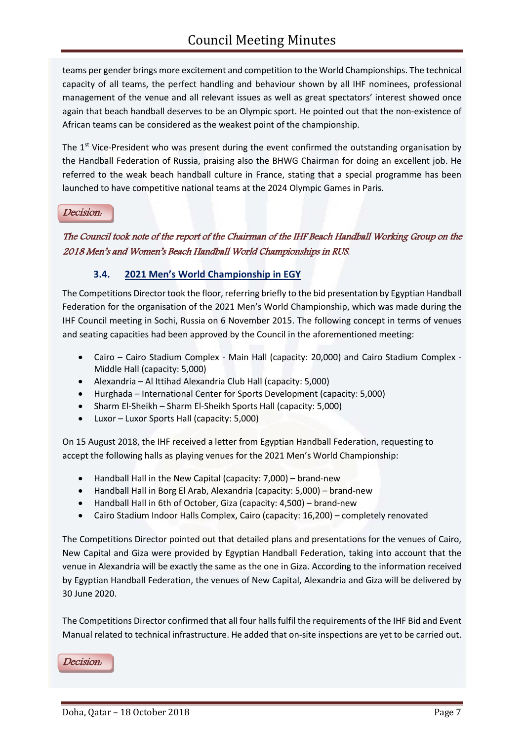teams per gender brings more excitement and competition to the World Championships. The technical capacity of all teams, the perfect handling and behaviour shown by all IHF nominees, professional management of the venue and all relevant issues as well as great spectators' interest showed once again that beach handball deserves to be an Olympic sport. He pointed out that the non-existence of African teams can be considered as the weakest point of the championship.

The 1st Vice-President who was present during the event confirmed the outstanding organisation by the Handball Federation of Russia, praising also the BHWG Chairman for doing an excellent job. He referred to the weak beach handball culture in France, stating that a special programme has been launched to have competitive national teams at the 2024 Olympic Games in Paris.

*Decision:*

*The Council took note of the report of the Chairman of the IHF Beach Handball Working Group on the 2018 Men's and Women's Beach Handball World Championships in RUS.*

### 3.4. 2021 Men's World Championship in EGY

The Competitions Director took the floor, referring briefly to the bid presentation by Egyptian Handball Federation for the organisation of the 2021 Men's World Championship, which was made during the IHF Council meeting in Sochi, Russia on 6 November 2015. The following concept in terms of venues and seating capacities had been approved by the Council in the aforementioned meeting:

- Cairo – Cairo Stadium Complex - Main Hall (capacity: 20,000) and Cairo Stadium Complex - Middle Hall (capacity: 5,000)
- Alexandria – Al Ittihad Alexandria Club Hall (capacity: 5,000)
- Hurghada – International Center for Sports Development (capacity: 5,000)
- Sharm El-Sheikh – Sharm El-Sheikh Sports Hall (capacity: 5,000)
- Luxor – Luxor Sports Hall (capacity: 5,000)

On 15 August 2018, the IHF received a letter from Egyptian Handball Federation, requesting to accept the following halls as playing venues for the 2021 Men's World Championship:

- Handball Hall in the New Capital (capacity: 7,000) – brand-new
- Handball Hall in Borg El Arab, Alexandria (capacity: 5,000) – brand-new
- Handball Hall in 6th of October, Giza (capacity: 4,500) – brand-new
- Cairo Stadium Indoor Halls Complex, Cairo (capacity: 16,200) – completely renovated

The Competitions Director pointed out that detailed plans and presentations for the venues of Cairo, New Capital and Giza were provided by Egyptian Handball Federation, taking into account that the venue in Alexandria will be exactly the same as the one in Giza. According to the information received by Egyptian Handball Federation, the venues of New Capital, Alexandria and Giza will be delivered by 30 June 2020.

The Competitions Director confirmed that all four halls fulfil the requirements of the IHF Bid and Event Manual related to technical infrastructure. He added that on-site inspections are yet to be carried out.

*Decision:*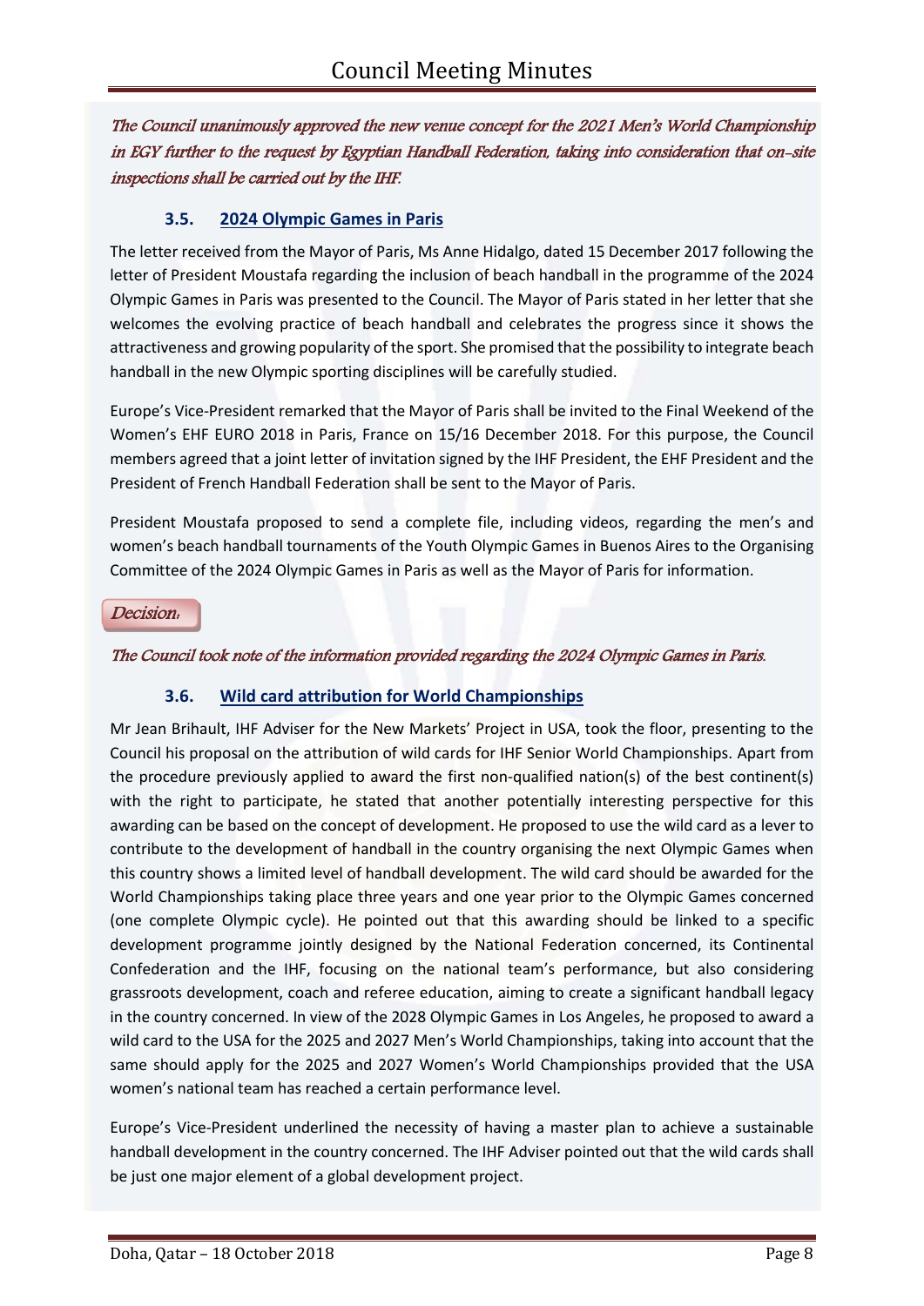*The Council unanimously approved the new venue concept for the 2021 Men's World Championship in EGY further to the request by Egyptian Handball Federation, taking into consideration that on-site inspections shall be carried out by the IHF.*

### 3.5. 2024 Olympic Games in Paris

The letter received from the Mayor of Paris, Ms Anne Hidalgo, dated 15 December 2017 following the letter of President Moustafa regarding the inclusion of beach handball in the programme of the 2024 Olympic Games in Paris was presented to the Council. The Mayor of Paris stated in her letter that she welcomes the evolving practice of beach handball and celebrates the progress since it shows the attractiveness and growing popularity of the sport. She promised that the possibility to integrate beach handball in the new Olympic sporting disciplines will be carefully studied.

Europe's Vice-President remarked that the Mayor of Paris shall be invited to the Final Weekend of the Women's EHF EURO 2018 in Paris, France on 15/16 December 2018. For this purpose, the Council members agreed that a joint letter of invitation signed by the IHF President, the EHF President and the President of French Handball Federation shall be sent to the Mayor of Paris.

President Moustafa proposed to send a complete file, including videos, regarding the men's and women's beach handball tournaments of the Youth Olympic Games in Buenos Aires to the Organising Committee of the 2024 Olympic Games in Paris as well as the Mayor of Paris for information.

*Decision:*

*The Council took note of the information provided regarding the 2024 Olympic Games in Paris.*

### 3.6. Wild card attribution for World Championships

Mr Jean Brihault, IHF Adviser for the New Markets' Project in USA, took the floor, presenting to the Council his proposal on the attribution of wild cards for IHF Senior World Championships. Apart from the procedure previously applied to award the first non-qualified nation(s) of the best continent(s) with the right to participate, he stated that another potentially interesting perspective for this awarding can be based on the concept of development. He proposed to use the wild card as a lever to contribute to the development of handball in the country organising the next Olympic Games when this country shows a limited level of handball development. The wild card should be awarded for the World Championships taking place three years and one year prior to the Olympic Games concerned (one complete Olympic cycle). He pointed out that this awarding should be linked to a specific development programme jointly designed by the National Federation concerned, its Continental Confederation and the IHF, focusing on the national team's performance, but also considering grassroots development, coach and referee education, aiming to create a significant handball legacy in the country concerned. In view of the 2028 Olympic Games in Los Angeles, he proposed to award a wild card to the USA for the 2025 and 2027 Men's World Championships, taking into account that the same should apply for the 2025 and 2027 Women's World Championships provided that the USA women's national team has reached a certain performance level.

Europe's Vice-President underlined the necessity of having a master plan to achieve a sustainable handball development in the country concerned. The IHF Adviser pointed out that the wild cards shall be just one major element of a global development project.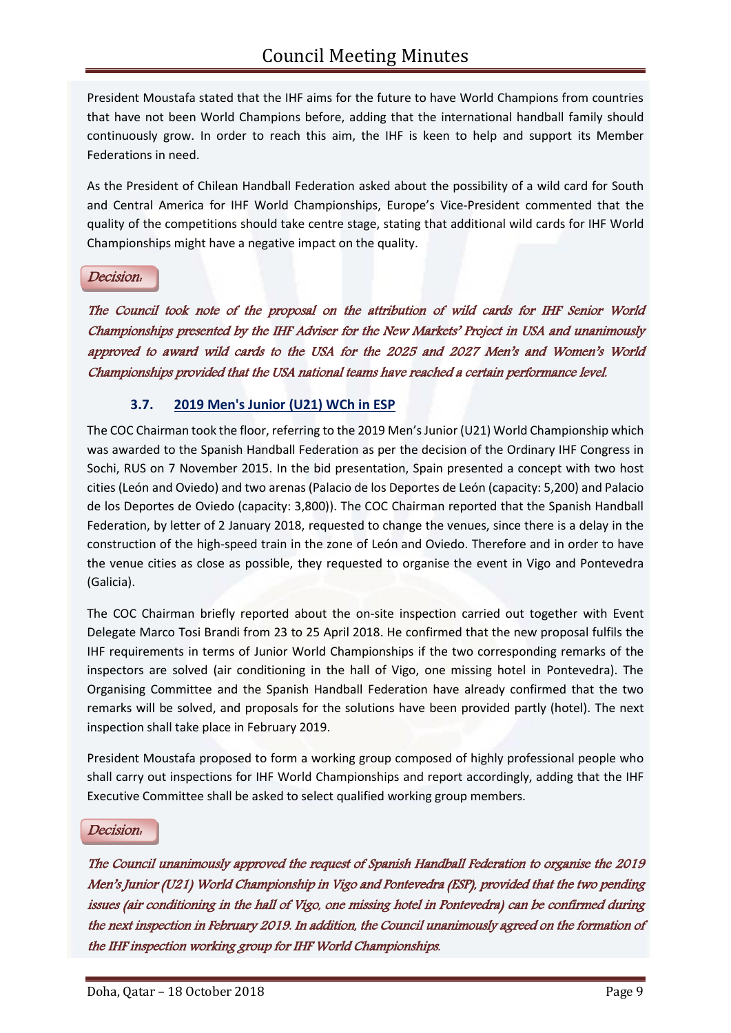President Moustafa stated that the IHF aims for the future to have World Champions from countries that have not been World Champions before, adding that the international handball family should continuously grow. In order to reach this aim, the IHF is keen to help and support its Member Federations in need.

As the President of Chilean Handball Federation asked about the possibility of a wild card for South and Central America for IHF World Championships, Europe's Vice-President commented that the quality of the competitions should take centre stage, stating that additional wild cards for IHF World Championships might have a negative impact on the quality.

**Decision:**

*The Council took note of the proposal on the attribution of wild cards for IHF Senior World Championships presented by the IHF Adviser for the New Markets' Project in USA and unanimously approved to award wild cards to the USA for the 2025 and 2027 Men's and Women's World Championships provided that the USA national teams have reached a certain performance level.*

### 3.7. 2019 Men's Junior (U21) WCh in ESP

The COC Chairman took the floor, referring to the 2019 Men's Junior (U21) World Championship which was awarded to the Spanish Handball Federation as per the decision of the Ordinary IHF Congress in Sochi, RUS on 7 November 2015. In the bid presentation, Spain presented a concept with two host cities (León and Oviedo) and two arenas (Palacio de los Deportes de León (capacity: 5,200) and Palacio de los Deportes de Oviedo (capacity: 3,800)). The COC Chairman reported that the Spanish Handball Federation, by letter of 2 January 2018, requested to change the venues, since there is a delay in the construction of the high-speed train in the zone of León and Oviedo. Therefore and in order to have the venue cities as close as possible, they requested to organise the event in Vigo and Pontevedra (Galicia).

The COC Chairman briefly reported about the on-site inspection carried out together with Event Delegate Marco Tosi Brandi from 23 to 25 April 2018. He confirmed that the new proposal fulfils the IHF requirements in terms of Junior World Championships if the two corresponding remarks of the inspectors are solved (air conditioning in the hall of Vigo, one missing hotel in Pontevedra). The Organising Committee and the Spanish Handball Federation have already confirmed that the two remarks will be solved, and proposals for the solutions have been provided partly (hotel). The next inspection shall take place in February 2019.

President Moustafa proposed to form a working group composed of highly professional people who shall carry out inspections for IHF World Championships and report accordingly, adding that the IHF Executive Committee shall be asked to select qualified working group members.

**Decision:**

*The Council unanimously approved the request of Spanish Handball Federation to organise the 2019 Men's Junior (U21) World Championship in Vigo and Pontevedra (ESP), provided that the two pending issues (air conditioning in the hall of Vigo, one missing hotel in Pontevedra) can be confirmed during the next inspection in February 2019. In addition, the Council unanimously agreed on the formation of the IHF inspection working group for IHF World Championships.*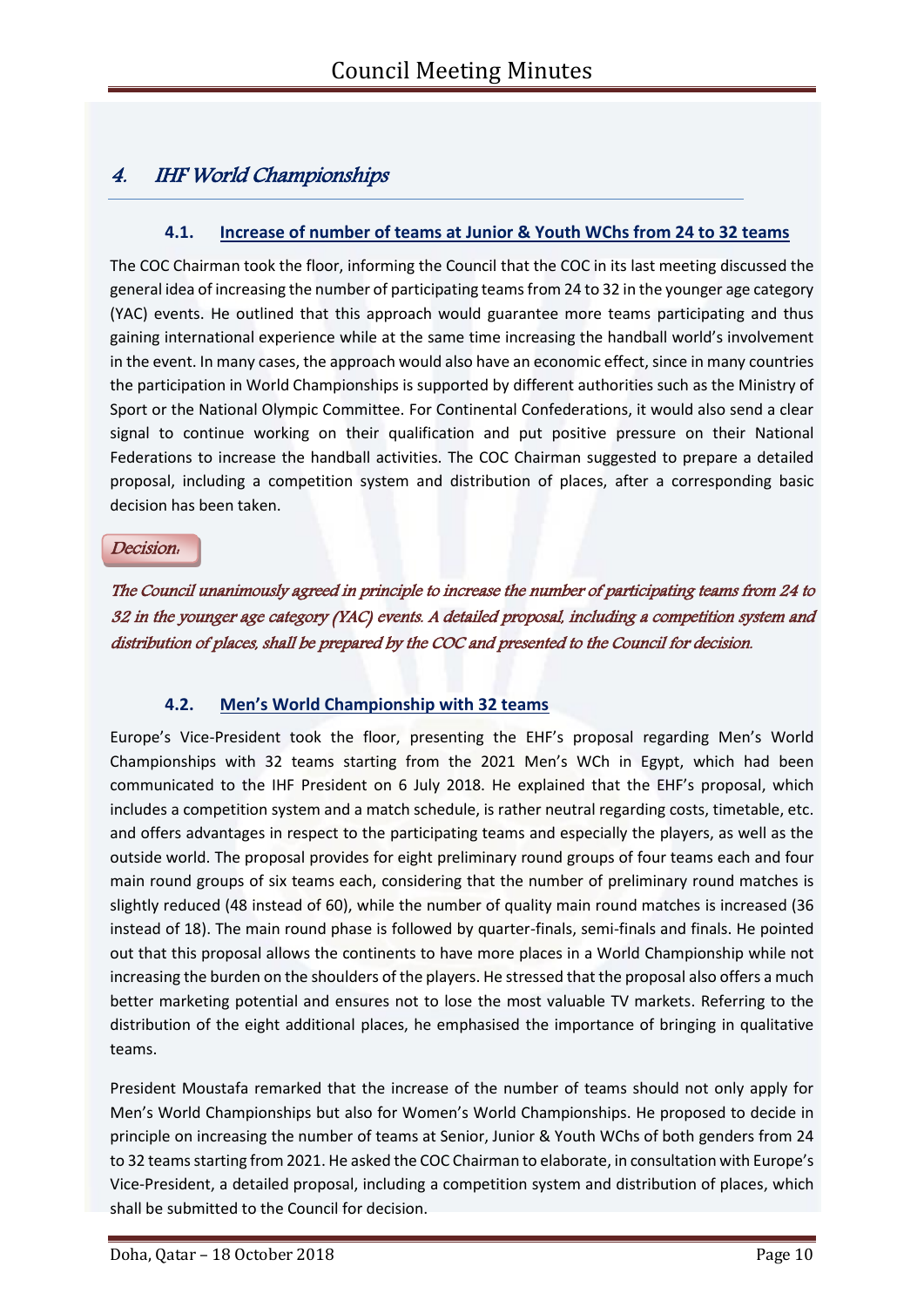## 4. IHF World Championships

### 4.1. Increase of number of teams at Junior & Youth WChs from 24 to 32 teams

The COC Chairman took the floor, informing the Council that the COC in its last meeting discussed the general idea of increasing the number of participating teams from 24 to 32 in the younger age category (YAC) events. He outlined that this approach would guarantee more teams participating and thus gaining international experience while at the same time increasing the handball world's involvement in the event. In many cases, the approach would also have an economic effect, since in many countries the participation in World Championships is supported by different authorities such as the Ministry of Sport or the National Olympic Committee. For Continental Confederations, it would also send a clear signal to continue working on their qualification and put positive pressure on their National Federations to increase the handball activities. The COC Chairman suggested to prepare a detailed proposal, including a competition system and distribution of places, after a corresponding basic decision has been taken.

*Decision:*

*The Council unanimously agreed in principle to increase the number of participating teams from 24 to 32 in the younger age category (YAC) events. A detailed proposal, including a competition system and distribution of places, shall be prepared by the COC and presented to the Council for decision.*

### 4.2. Men's World Championship with 32 teams

Europe's Vice-President took the floor, presenting the EHF's proposal regarding Men's World Championships with 32 teams starting from the 2021 Men's WCh in Egypt, which had been communicated to the IHF President on 6 July 2018. He explained that the EHF's proposal, which includes a competition system and a match schedule, is rather neutral regarding costs, timetable, etc. and offers advantages in respect to the participating teams and especially the players, as well as the outside world. The proposal provides for eight preliminary round groups of four teams each and four main round groups of six teams each, considering that the number of preliminary round matches is slightly reduced (48 instead of 60), while the number of quality main round matches is increased (36 instead of 18). The main round phase is followed by quarter-finals, semi-finals and finals. He pointed out that this proposal allows the continents to have more places in a World Championship while not increasing the burden on the shoulders of the players. He stressed that the proposal also offers a much better marketing potential and ensures not to lose the most valuable TV markets. Referring to the distribution of the eight additional places, he emphasised the importance of bringing in qualitative teams.

President Moustafa remarked that the increase of the number of teams should not only apply for Men's World Championships but also for Women's World Championships. He proposed to decide in principle on increasing the number of teams at Senior, Junior & Youth WChs of both genders from 24 to 32 teams starting from 2021. He asked the COC Chairman to elaborate, in consultation with Europe's Vice-President, a detailed proposal, including a competition system and distribution of places, which shall be submitted to the Council for decision.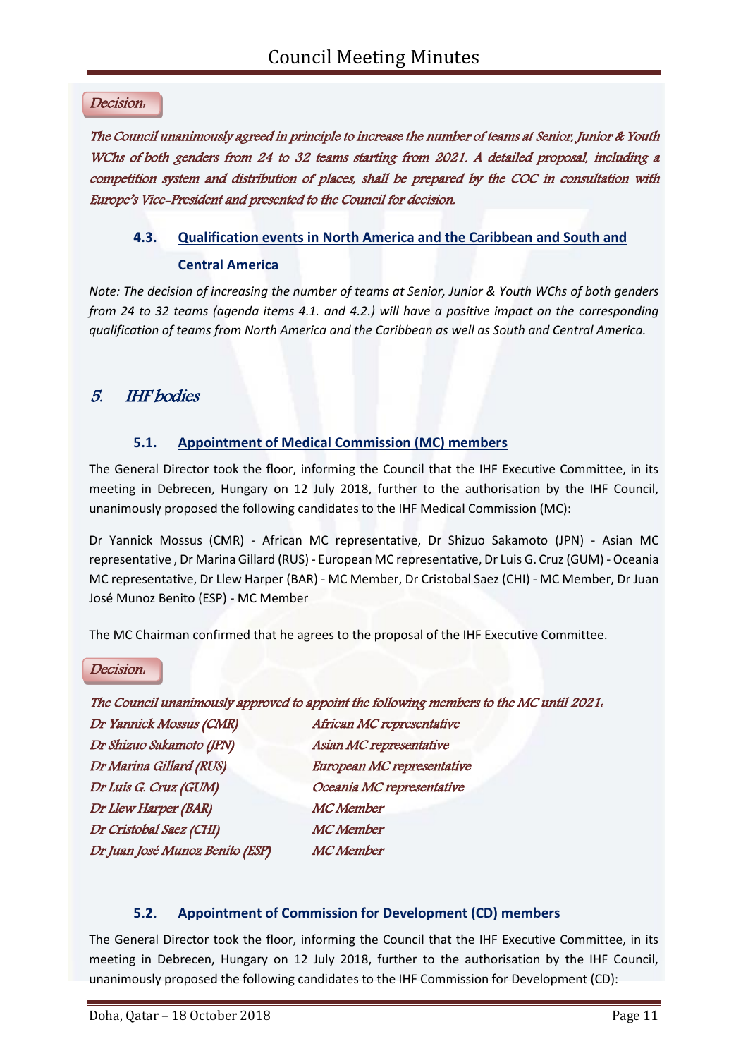*Decision:*

*The Council unanimously agreed in principle to increase the number of teams at Senior, Junior & Youth WChs of both genders from 24 to 32 teams starting from 2021. A detailed proposal, including a competition system and distribution of places, shall be prepared by the COC in consultation with Europe's Vice-President and presented to the Council for decision.*

### 4.3. Qualification events in North America and the Caribbean and South and Central America

*Note: The decision of increasing the number of teams at Senior, Junior & Youth WChs of both genders from 24 to 32 teams (agenda items 4.1. and 4.2.) will have a positive impact on the corresponding qualification of teams from North America and the Caribbean as well as South and Central America.*

## 5. IHF bodies

### 5.1. Appointment of Medical Commission (MC) members

The General Director took the floor, informing the Council that the IHF Executive Committee, in its meeting in Debrecen, Hungary on 12 July 2018, further to the authorisation by the IHF Council, unanimously proposed the following candidates to the IHF Medical Commission (MC):

Dr Yannick Mossus (CMR) - African MC representative, Dr Shizuo Sakamoto (JPN) - Asian MC representative , Dr Marina Gillard (RUS) - European MC representative, Dr Luis G. Cruz (GUM) - Oceania MC representative, Dr Llew Harper (BAR) - MC Member, Dr Cristobal Saez (CHI) - MC Member, Dr Juan José Munoz Benito (ESP) - MC Member

The MC Chairman confirmed that he agrees to the proposal of the IHF Executive Committee.

*Decision:*

*The Council unanimously approved to appoint the following members to the MC until 2021:*

| | |
|---|---|
| *Dr Yannick Mossus (CMR)* | *African MC representative* |
| *Dr Shizuo Sakamoto (JPN)* | *Asian MC representative* |
| *Dr Marina Gillard (RUS)* | *European MC representative* |
| *Dr Luis G. Cruz (GUM)* | *Oceania MC representative* |
| *Dr Llew Harper (BAR)* | *MC Member* |
| *Dr Cristobal Saez (CHI)* | *MC Member* |
| *Dr Juan José Munoz Benito (ESP)* | *MC Member* |

### 5.2. Appointment of Commission for Development (CD) members

The General Director took the floor, informing the Council that the IHF Executive Committee, in its meeting in Debrecen, Hungary on 12 July 2018, further to the authorisation by the IHF Council, unanimously proposed the following candidates to the IHF Commission for Development (CD):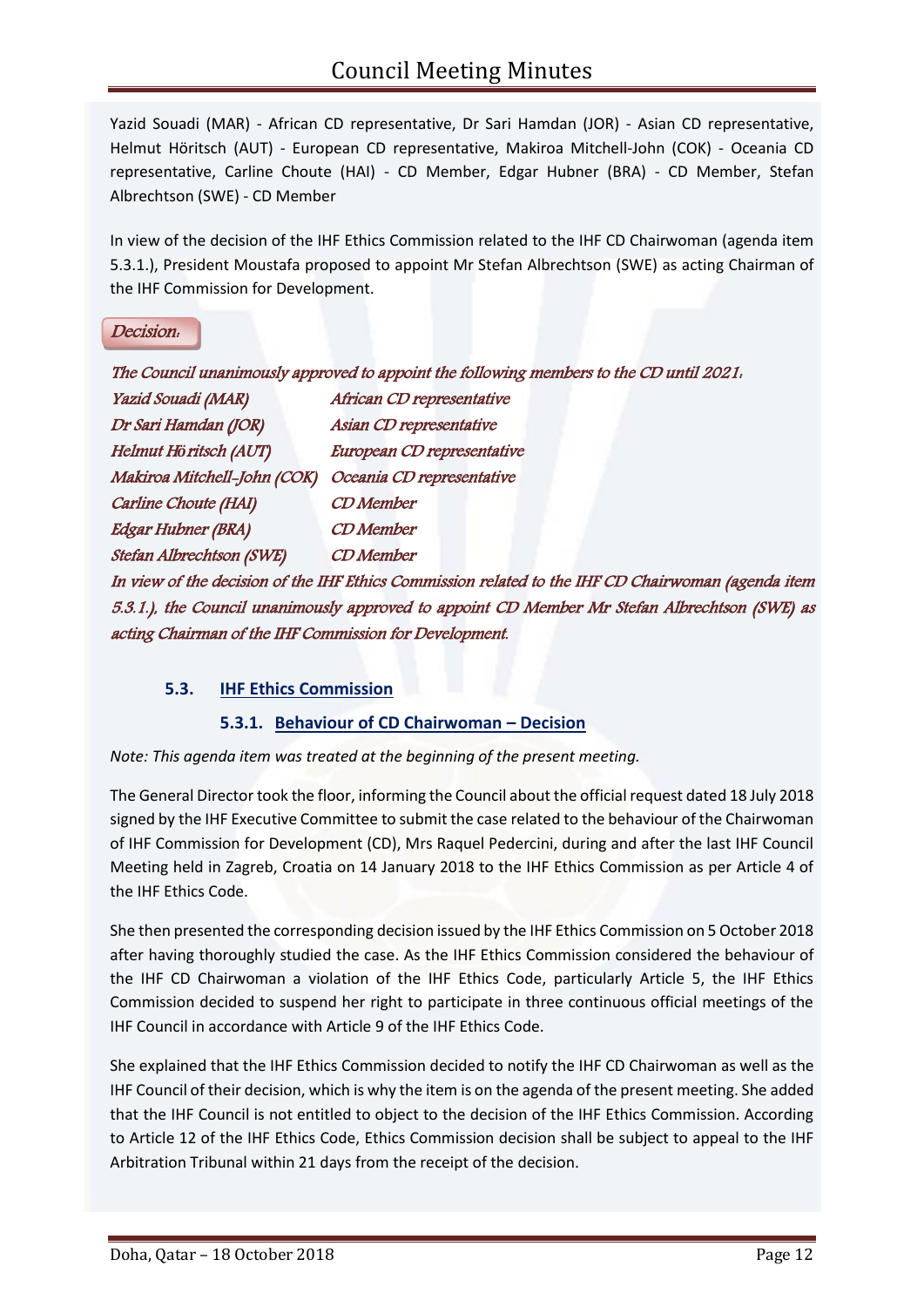Yazid Souadi (MAR) - African CD representative, Dr Sari Hamdan (JOR) - Asian CD representative, Helmut Höritsch (AUT) - European CD representative, Makiroa Mitchell-John (COK) - Oceania CD representative, Carline Choute (HAI) - CD Member, Edgar Hubner (BRA) - CD Member, Stefan Albrechtson (SWE) - CD Member

In view of the decision of the IHF Ethics Commission related to the IHF CD Chairwoman (agenda item 5.3.1.), President Moustafa proposed to appoint Mr Stefan Albrechtson (SWE) as acting Chairman of the IHF Commission for Development.

*Decision:*

*The Council unanimously approved to appoint the following members to the CD until 2021:*

| | |
|---|---|
| *Yazid Souadi (MAR)* | *African CD representative* |
| *Dr Sari Hamdan (JOR)* | *Asian CD representative* |
| *Helmut Höritsch (AUT)* | *European CD representative* |
| *Makiroa Mitchell-John (COK)* | *Oceania CD representative* |
| *Carline Choute (HAI)* | *CD Member* |
| *Edgar Hubner (BRA)* | *CD Member* |
| *Stefan Albrechtson (SWE)* | *CD Member* |

*In view of the decision of the IHF Ethics Commission related to the IHF CD Chairwoman (agenda item 5.3.1.), the Council unanimously approved to appoint CD Member Mr Stefan Albrechtson (SWE) as acting Chairman of the IHF Commission for Development.*

### 5.3. IHF Ethics Commission

#### 5.3.1. Behaviour of CD Chairwoman – Decision

*Note: This agenda item was treated at the beginning of the present meeting.*

The General Director took the floor, informing the Council about the official request dated 18 July 2018 signed by the IHF Executive Committee to submit the case related to the behaviour of the Chairwoman of IHF Commission for Development (CD), Mrs Raquel Pedercini, during and after the last IHF Council Meeting held in Zagreb, Croatia on 14 January 2018 to the IHF Ethics Commission as per Article 4 of the IHF Ethics Code.

She then presented the corresponding decision issued by the IHF Ethics Commission on 5 October 2018 after having thoroughly studied the case. As the IHF Ethics Commission considered the behaviour of the IHF CD Chairwoman a violation of the IHF Ethics Code, particularly Article 5, the IHF Ethics Commission decided to suspend her right to participate in three continuous official meetings of the IHF Council in accordance with Article 9 of the IHF Ethics Code.

She explained that the IHF Ethics Commission decided to notify the IHF CD Chairwoman as well as the IHF Council of their decision, which is why the item is on the agenda of the present meeting. She added that the IHF Council is not entitled to object to the decision of the IHF Ethics Commission. According to Article 12 of the IHF Ethics Code, Ethics Commission decision shall be subject to appeal to the IHF Arbitration Tribunal within 21 days from the receipt of the decision.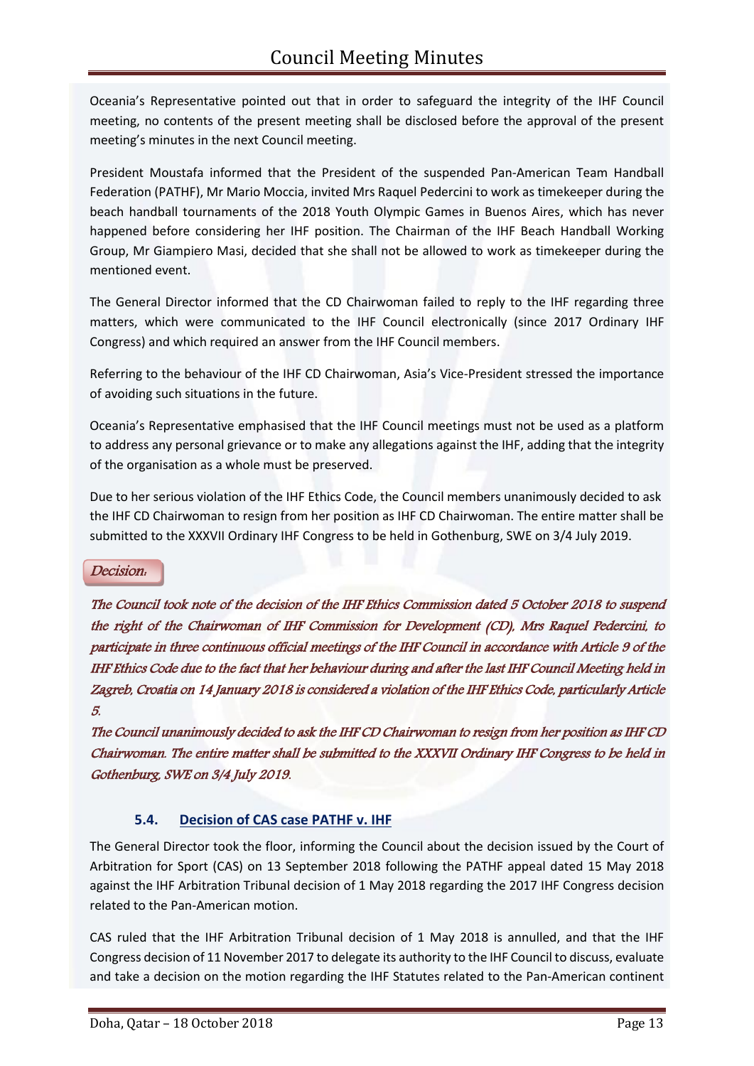Oceania's Representative pointed out that in order to safeguard the integrity of the IHF Council meeting, no contents of the present meeting shall be disclosed before the approval of the present meeting's minutes in the next Council meeting.

President Moustafa informed that the President of the suspended Pan-American Team Handball Federation (PATHF), Mr Mario Moccia, invited Mrs Raquel Pedercini to work as timekeeper during the beach handball tournaments of the 2018 Youth Olympic Games in Buenos Aires, which has never happened before considering her IHF position. The Chairman of the IHF Beach Handball Working Group, Mr Giampiero Masi, decided that she shall not be allowed to work as timekeeper during the mentioned event.

The General Director informed that the CD Chairwoman failed to reply to the IHF regarding three matters, which were communicated to the IHF Council electronically (since 2017 Ordinary IHF Congress) and which required an answer from the IHF Council members.

Referring to the behaviour of the IHF CD Chairwoman, Asia's Vice-President stressed the importance of avoiding such situations in the future.

Oceania's Representative emphasised that the IHF Council meetings must not be used as a platform to address any personal grievance or to make any allegations against the IHF, adding that the integrity of the organisation as a whole must be preserved.

Due to her serious violation of the IHF Ethics Code, the Council members unanimously decided to ask the IHF CD Chairwoman to resign from her position as IHF CD Chairwoman. The entire matter shall be submitted to the XXXVII Ordinary IHF Congress to be held in Gothenburg, SWE on 3/4 July 2019.

*Decision:*

*The Council took note of the decision of the IHF Ethics Commission dated 5 October 2018 to suspend the right of the Chairwoman of IHF Commission for Development (CD), Mrs Raquel Pedercini, to participate in three continuous official meetings of the IHF Council in accordance with Article 9 of the IHF Ethics Code due to the fact that her behaviour during and after the last IHF Council Meeting held in Zagreb, Croatia on 14 January 2018 is considered a violation of the IHF Ethics Code, particularly Article 5.*

*The Council unanimously decided to ask the IHF CD Chairwoman to resign from her position as IHF CD Chairwoman. The entire matter shall be submitted to the XXXVII Ordinary IHF Congress to be held in Gothenburg, SWE on 3/4 July 2019.*

### 5.4. Decision of CAS case PATHF v. IHF

The General Director took the floor, informing the Council about the decision issued by the Court of Arbitration for Sport (CAS) on 13 September 2018 following the PATHF appeal dated 15 May 2018 against the IHF Arbitration Tribunal decision of 1 May 2018 regarding the 2017 IHF Congress decision related to the Pan-American motion.

CAS ruled that the IHF Arbitration Tribunal decision of 1 May 2018 is annulled, and that the IHF Congress decision of 11 November 2017 to delegate its authority to the IHF Council to discuss, evaluate and take a decision on the motion regarding the IHF Statutes related to the Pan-American continent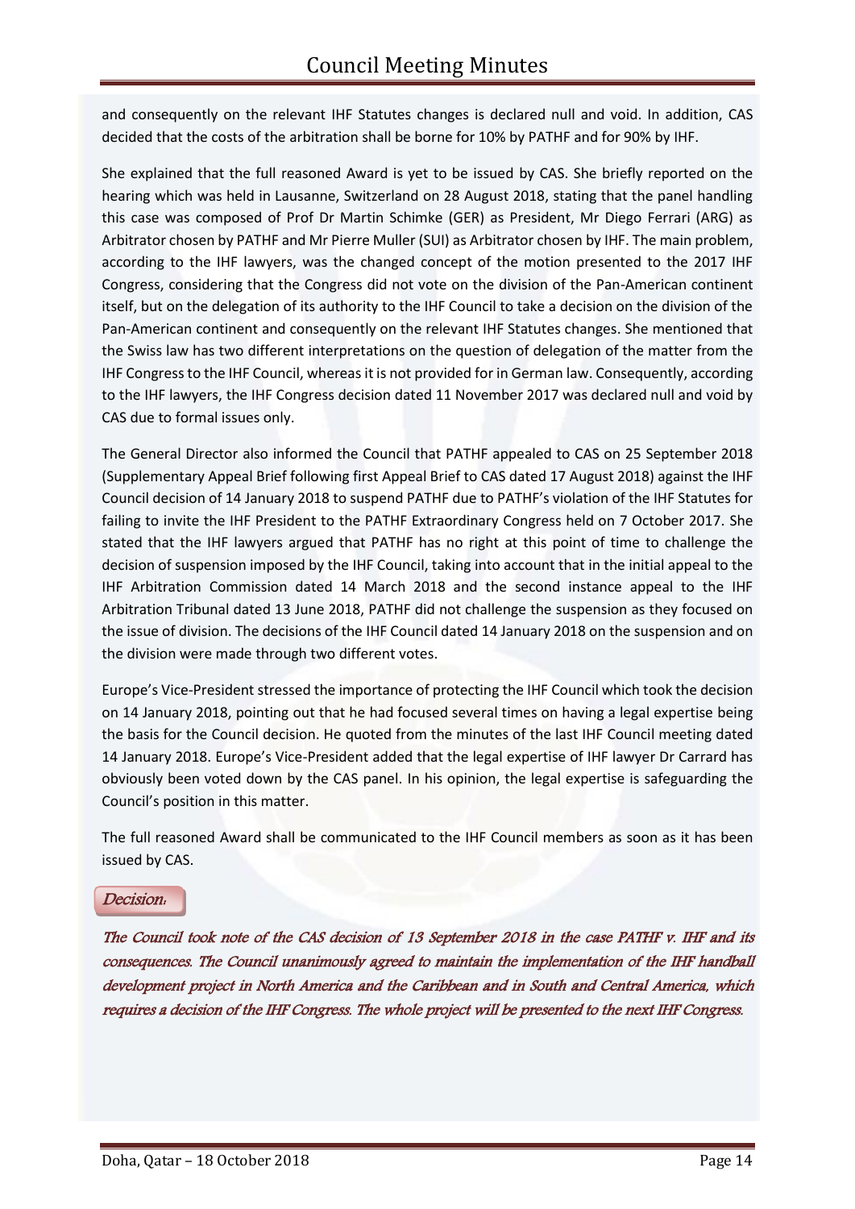and consequently on the relevant IHF Statutes changes is declared null and void. In addition, CAS decided that the costs of the arbitration shall be borne for 10% by PATHF and for 90% by IHF.

She explained that the full reasoned Award is yet to be issued by CAS. She briefly reported on the hearing which was held in Lausanne, Switzerland on 28 August 2018, stating that the panel handling this case was composed of Prof Dr Martin Schimke (GER) as President, Mr Diego Ferrari (ARG) as Arbitrator chosen by PATHF and Mr Pierre Muller (SUI) as Arbitrator chosen by IHF. The main problem, according to the IHF lawyers, was the changed concept of the motion presented to the 2017 IHF Congress, considering that the Congress did not vote on the division of the Pan-American continent itself, but on the delegation of its authority to the IHF Council to take a decision on the division of the Pan-American continent and consequently on the relevant IHF Statutes changes. She mentioned that the Swiss law has two different interpretations on the question of delegation of the matter from the IHF Congress to the IHF Council, whereas it is not provided for in German law. Consequently, according to the IHF lawyers, the IHF Congress decision dated 11 November 2017 was declared null and void by CAS due to formal issues only.

The General Director also informed the Council that PATHF appealed to CAS on 25 September 2018 (Supplementary Appeal Brief following first Appeal Brief to CAS dated 17 August 2018) against the IHF Council decision of 14 January 2018 to suspend PATHF due to PATHF's violation of the IHF Statutes for failing to invite the IHF President to the PATHF Extraordinary Congress held on 7 October 2017. She stated that the IHF lawyers argued that PATHF has no right at this point of time to challenge the decision of suspension imposed by the IHF Council, taking into account that in the initial appeal to the IHF Arbitration Commission dated 14 March 2018 and the second instance appeal to the IHF Arbitration Tribunal dated 13 June 2018, PATHF did not challenge the suspension as they focused on the issue of division. The decisions of the IHF Council dated 14 January 2018 on the suspension and on the division were made through two different votes.

Europe's Vice-President stressed the importance of protecting the IHF Council which took the decision on 14 January 2018, pointing out that he had focused several times on having a legal expertise being the basis for the Council decision. He quoted from the minutes of the last IHF Council meeting dated 14 January 2018. Europe's Vice-President added that the legal expertise of IHF lawyer Dr Carrard has obviously been voted down by the CAS panel. In his opinion, the legal expertise is safeguarding the Council's position in this matter.

The full reasoned Award shall be communicated to the IHF Council members as soon as it has been issued by CAS.

*Decision:*

*The Council took note of the CAS decision of 13 September 2018 in the case PATHF v. IHF and its consequences. The Council unanimously agreed to maintain the implementation of the IHF handball development project in North America and the Caribbean and in South and Central America, which requires a decision of the IHF Congress. The whole project will be presented to the next IHF Congress.*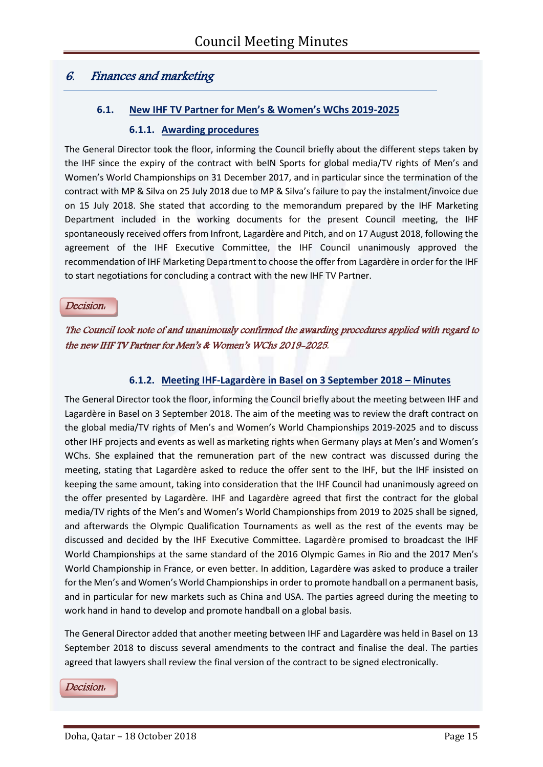## 6. *Finances and marketing*

### 6.1. New IHF TV Partner for Men's & Women's WChs 2019-2025

#### 6.1.1. Awarding procedures

The General Director took the floor, informing the Council briefly about the different steps taken by the IHF since the expiry of the contract with beIN Sports for global media/TV rights of Men's and Women's World Championships on 31 December 2017, and in particular since the termination of the contract with MP & Silva on 25 July 2018 due to MP & Silva's failure to pay the instalment/invoice due on 15 July 2018. She stated that according to the memorandum prepared by the IHF Marketing Department included in the working documents for the present Council meeting, the IHF spontaneously received offers from Infront, Lagardère and Pitch, and on 17 August 2018, following the agreement of the IHF Executive Committee, the IHF Council unanimously approved the recommendation of IHF Marketing Department to choose the offer from Lagardère in order for the IHF to start negotiations for concluding a contract with the new IHF TV Partner.

*Decision:*

*The Council took note of and unanimously confirmed the awarding procedures applied with regard to the new IHF TV Partner for Men's & Women's WChs 2019-2025.*

#### 6.1.2. Meeting IHF-Lagardère in Basel on 3 September 2018 – Minutes

The General Director took the floor, informing the Council briefly about the meeting between IHF and Lagardère in Basel on 3 September 2018. The aim of the meeting was to review the draft contract on the global media/TV rights of Men's and Women's World Championships 2019-2025 and to discuss other IHF projects and events as well as marketing rights when Germany plays at Men's and Women's WChs. She explained that the remuneration part of the new contract was discussed during the meeting, stating that Lagardère asked to reduce the offer sent to the IHF, but the IHF insisted on keeping the same amount, taking into consideration that the IHF Council had unanimously agreed on the offer presented by Lagardère. IHF and Lagardère agreed that first the contract for the global media/TV rights of the Men's and Women's World Championships from 2019 to 2025 shall be signed, and afterwards the Olympic Qualification Tournaments as well as the rest of the events may be discussed and decided by the IHF Executive Committee. Lagardère promised to broadcast the IHF World Championships at the same standard of the 2016 Olympic Games in Rio and the 2017 Men's World Championship in France, or even better. In addition, Lagardère was asked to produce a trailer for the Men's and Women's World Championships in order to promote handball on a permanent basis, and in particular for new markets such as China and USA. The parties agreed during the meeting to work hand in hand to develop and promote handball on a global basis.

The General Director added that another meeting between IHF and Lagardère was held in Basel on 13 September 2018 to discuss several amendments to the contract and finalise the deal. The parties agreed that lawyers shall review the final version of the contract to be signed electronically.

*Decision:*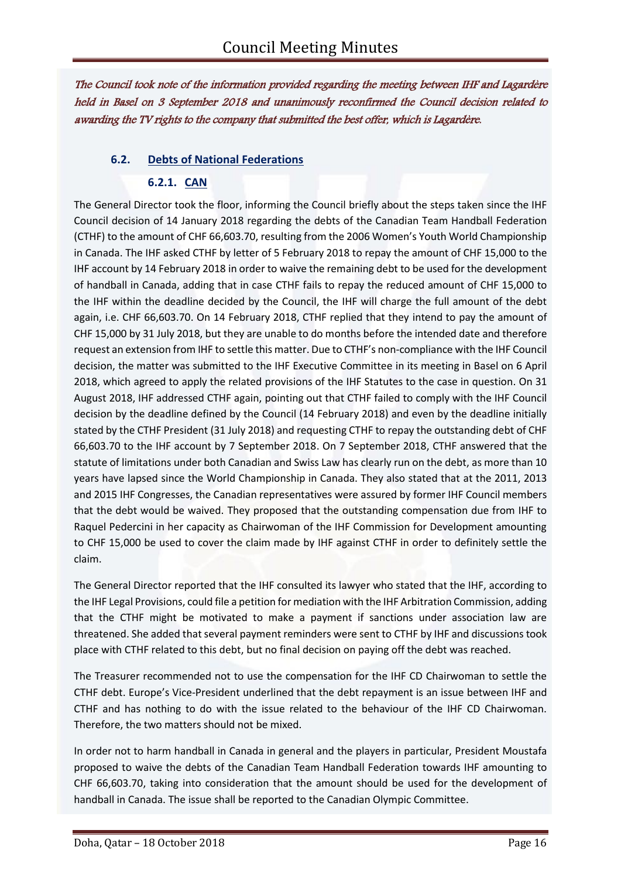*The Council took note of the information provided regarding the meeting between IHF and Lagardère held in Basel on 3 September 2018 and unanimously reconfirmed the Council decision related to awarding the TV rights to the company that submitted the best offer, which is Lagardère.*

### 6.2. Debts of National Federations

#### 6.2.1. CAN

The General Director took the floor, informing the Council briefly about the steps taken since the IHF Council decision of 14 January 2018 regarding the debts of the Canadian Team Handball Federation (CTHF) to the amount of CHF 66,603.70, resulting from the 2006 Women's Youth World Championship in Canada. The IHF asked CTHF by letter of 5 February 2018 to repay the amount of CHF 15,000 to the IHF account by 14 February 2018 in order to waive the remaining debt to be used for the development of handball in Canada, adding that in case CTHF fails to repay the reduced amount of CHF 15,000 to the IHF within the deadline decided by the Council, the IHF will charge the full amount of the debt again, i.e. CHF 66,603.70. On 14 February 2018, CTHF replied that they intend to pay the amount of CHF 15,000 by 31 July 2018, but they are unable to do months before the intended date and therefore request an extension from IHF to settle this matter. Due to CTHF's non-compliance with the IHF Council decision, the matter was submitted to the IHF Executive Committee in its meeting in Basel on 6 April 2018, which agreed to apply the related provisions of the IHF Statutes to the case in question. On 31 August 2018, IHF addressed CTHF again, pointing out that CTHF failed to comply with the IHF Council decision by the deadline defined by the Council (14 February 2018) and even by the deadline initially stated by the CTHF President (31 July 2018) and requesting CTHF to repay the outstanding debt of CHF 66,603.70 to the IHF account by 7 September 2018. On 7 September 2018, CTHF answered that the statute of limitations under both Canadian and Swiss Law has clearly run on the debt, as more than 10 years have lapsed since the World Championship in Canada. They also stated that at the 2011, 2013 and 2015 IHF Congresses, the Canadian representatives were assured by former IHF Council members that the debt would be waived. They proposed that the outstanding compensation due from IHF to Raquel Pedercini in her capacity as Chairwoman of the IHF Commission for Development amounting to CHF 15,000 be used to cover the claim made by IHF against CTHF in order to definitely settle the claim.

The General Director reported that the IHF consulted its lawyer who stated that the IHF, according to the IHF Legal Provisions, could file a petition for mediation with the IHF Arbitration Commission, adding that the CTHF might be motivated to make a payment if sanctions under association law are threatened. She added that several payment reminders were sent to CTHF by IHF and discussions took place with CTHF related to this debt, but no final decision on paying off the debt was reached.

The Treasurer recommended not to use the compensation for the IHF CD Chairwoman to settle the CTHF debt. Europe's Vice-President underlined that the debt repayment is an issue between IHF and CTHF and has nothing to do with the issue related to the behaviour of the IHF CD Chairwoman. Therefore, the two matters should not be mixed.

In order not to harm handball in Canada in general and the players in particular, President Moustafa proposed to waive the debts of the Canadian Team Handball Federation towards IHF amounting to CHF 66,603.70, taking into consideration that the amount should be used for the development of handball in Canada. The issue shall be reported to the Canadian Olympic Committee.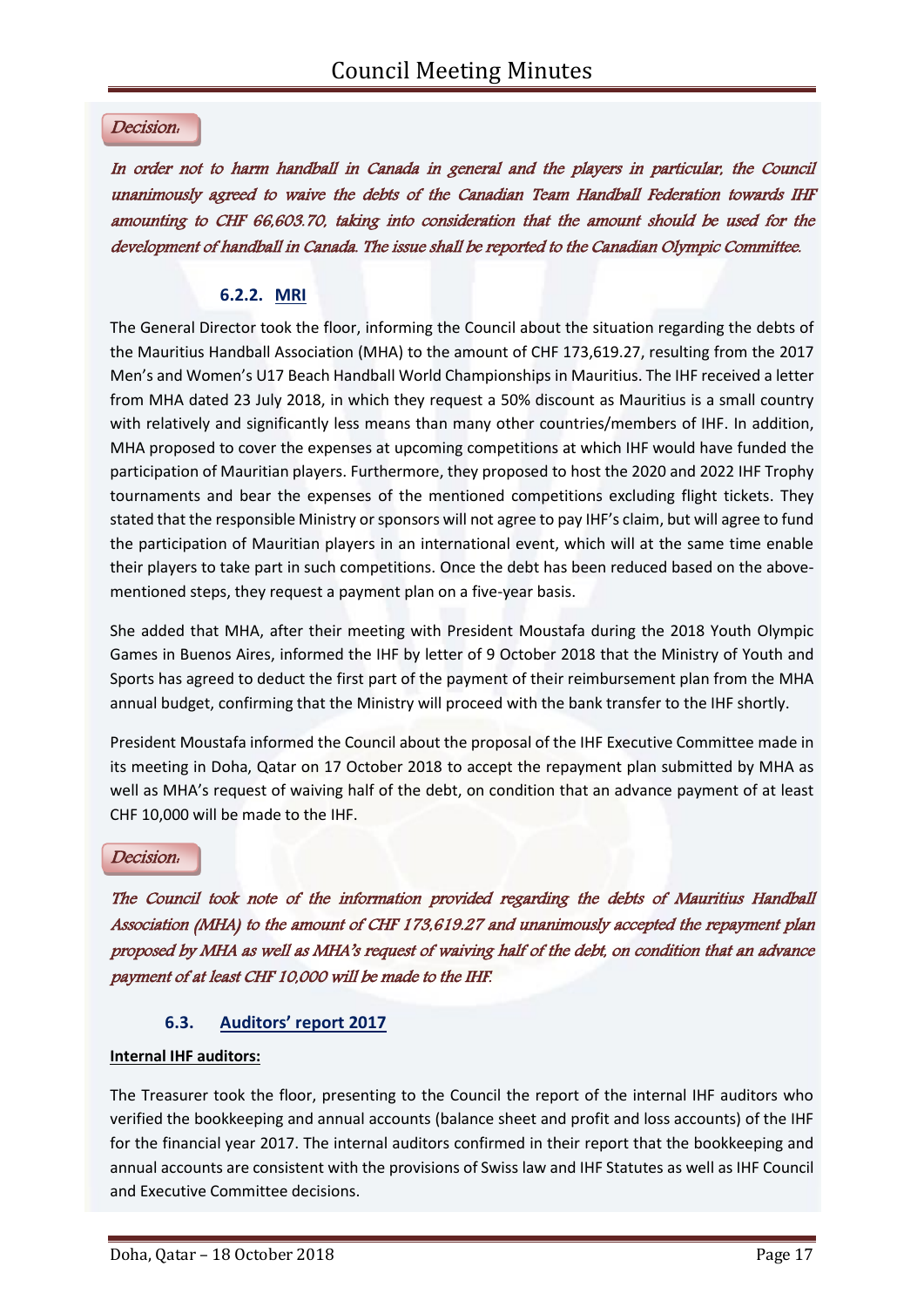**Decision:**

*In order not to harm handball in Canada in general and the players in particular, the Council unanimously agreed to waive the debts of the Canadian Team Handball Federation towards IHF amounting to CHF 66,603.70, taking into consideration that the amount should be used for the development of handball in Canada. The issue shall be reported to the Canadian Olympic Committee.*

#### 6.2.2. MRI

The General Director took the floor, informing the Council about the situation regarding the debts of the Mauritius Handball Association (MHA) to the amount of CHF 173,619.27, resulting from the 2017 Men's and Women's U17 Beach Handball World Championships in Mauritius. The IHF received a letter from MHA dated 23 July 2018, in which they request a 50% discount as Mauritius is a small country with relatively and significantly less means than many other countries/members of IHF. In addition, MHA proposed to cover the expenses at upcoming competitions at which IHF would have funded the participation of Mauritian players. Furthermore, they proposed to host the 2020 and 2022 IHF Trophy tournaments and bear the expenses of the mentioned competitions excluding flight tickets. They stated that the responsible Ministry or sponsors will not agree to pay IHF's claim, but will agree to fund the participation of Mauritian players in an international event, which will at the same time enable their players to take part in such competitions. Once the debt has been reduced based on the above-mentioned steps, they request a payment plan on a five-year basis.

She added that MHA, after their meeting with President Moustafa during the 2018 Youth Olympic Games in Buenos Aires, informed the IHF by letter of 9 October 2018 that the Ministry of Youth and Sports has agreed to deduct the first part of the payment of their reimbursement plan from the MHA annual budget, confirming that the Ministry will proceed with the bank transfer to the IHF shortly.

President Moustafa informed the Council about the proposal of the IHF Executive Committee made in its meeting in Doha, Qatar on 17 October 2018 to accept the repayment plan submitted by MHA as well as MHA's request of waiving half of the debt, on condition that an advance payment of at least CHF 10,000 will be made to the IHF.

**Decision:**

*The Council took note of the information provided regarding the debts of Mauritius Handball Association (MHA) to the amount of CHF 173,619.27 and unanimously accepted the repayment plan proposed by MHA as well as MHA's request of waiving half of the debt, on condition that an advance payment of at least CHF 10,000 will be made to the IHF.*

### 6.3. Auditors' report 2017

**Internal IHF auditors:**

The Treasurer took the floor, presenting to the Council the report of the internal IHF auditors who verified the bookkeeping and annual accounts (balance sheet and profit and loss accounts) of the IHF for the financial year 2017. The internal auditors confirmed in their report that the bookkeeping and annual accounts are consistent with the provisions of Swiss law and IHF Statutes as well as IHF Council and Executive Committee decisions.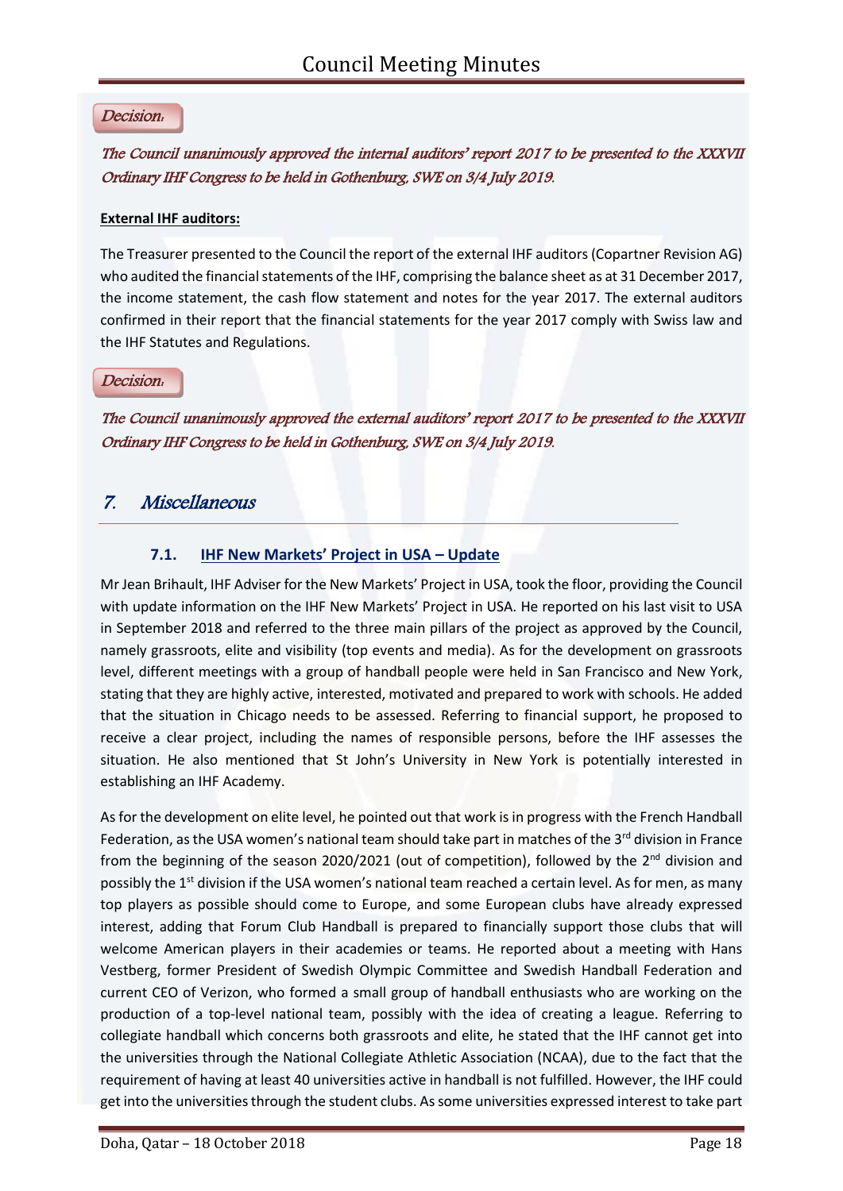*Decision:*

*The Council unanimously approved the internal auditors' report 2017 to be presented to the XXXVII Ordinary IHF Congress to be held in Gothenburg, SWE on 3/4 July 2019.*

**External IHF auditors:**

The Treasurer presented to the Council the report of the external IHF auditors (Copartner Revision AG) who audited the financial statements of the IHF, comprising the balance sheet as at 31 December 2017, the income statement, the cash flow statement and notes for the year 2017. The external auditors confirmed in their report that the financial statements for the year 2017 comply with Swiss law and the IHF Statutes and Regulations.

*Decision:*

*The Council unanimously approved the external auditors' report 2017 to be presented to the XXXVII Ordinary IHF Congress to be held in Gothenburg, SWE on 3/4 July 2019.*

## *7. Miscellaneous*

### 7.1. IHF New Markets' Project in USA – Update

Mr Jean Brihault, IHF Adviser for the New Markets' Project in USA, took the floor, providing the Council with update information on the IHF New Markets' Project in USA. He reported on his last visit to USA in September 2018 and referred to the three main pillars of the project as approved by the Council, namely grassroots, elite and visibility (top events and media). As for the development on grassroots level, different meetings with a group of handball people were held in San Francisco and New York, stating that they are highly active, interested, motivated and prepared to work with schools. He added that the situation in Chicago needs to be assessed. Referring to financial support, he proposed to receive a clear project, including the names of responsible persons, before the IHF assesses the situation. He also mentioned that St John's University in New York is potentially interested in establishing an IHF Academy.

As for the development on elite level, he pointed out that work is in progress with the French Handball Federation, as the USA women's national team should take part in matches of the 3rd division in France from the beginning of the season 2020/2021 (out of competition), followed by the 2nd division and possibly the 1st division if the USA women's national team reached a certain level. As for men, as many top players as possible should come to Europe, and some European clubs have already expressed interest, adding that Forum Club Handball is prepared to financially support those clubs that will welcome American players in their academies or teams. He reported about a meeting with Hans Vestberg, former President of Swedish Olympic Committee and Swedish Handball Federation and current CEO of Verizon, who formed a small group of handball enthusiasts who are working on the production of a top-level national team, possibly with the idea of creating a league. Referring to collegiate handball which concerns both grassroots and elite, he stated that the IHF cannot get into the universities through the National Collegiate Athletic Association (NCAA), due to the fact that the requirement of having at least 40 universities active in handball is not fulfilled. However, the IHF could get into the universities through the student clubs. As some universities expressed interest to take part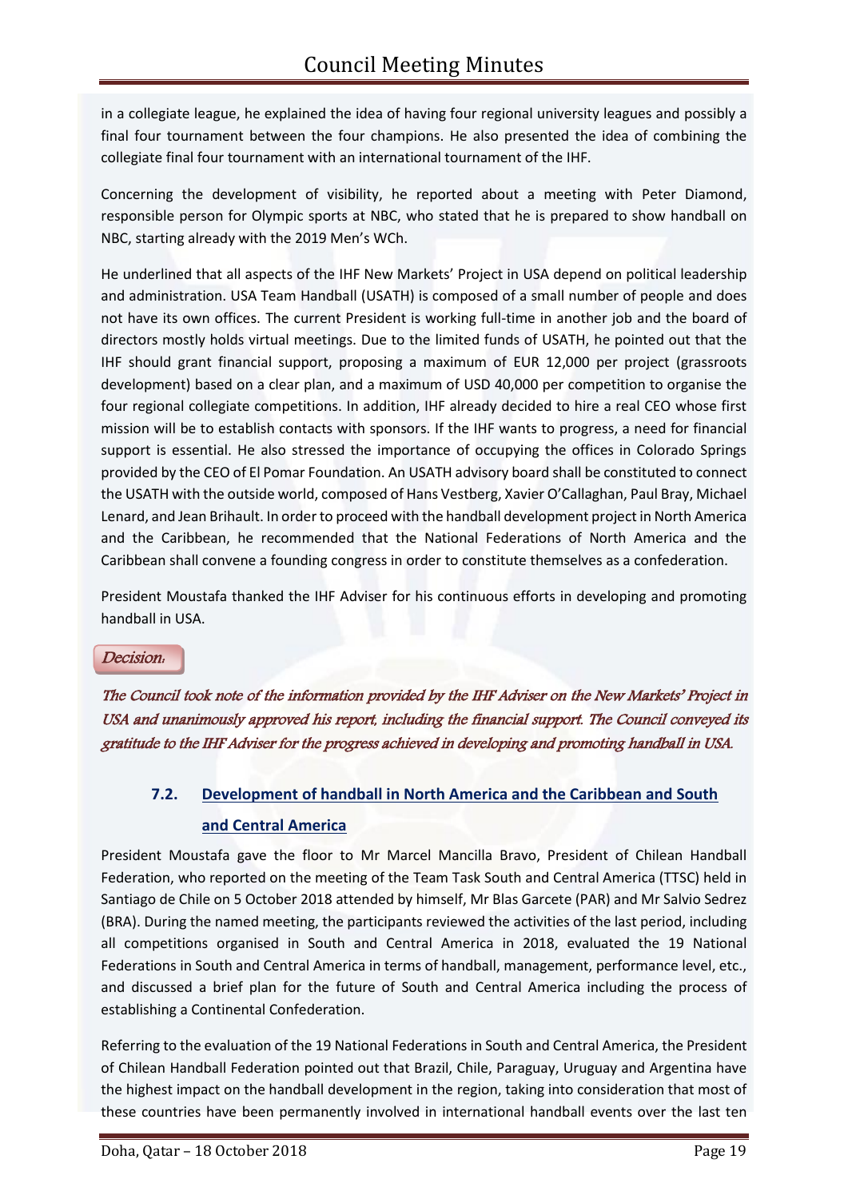in a collegiate league, he explained the idea of having four regional university leagues and possibly a final four tournament between the four champions. He also presented the idea of combining the collegiate final four tournament with an international tournament of the IHF.

Concerning the development of visibility, he reported about a meeting with Peter Diamond, responsible person for Olympic sports at NBC, who stated that he is prepared to show handball on NBC, starting already with the 2019 Men's WCh.

He underlined that all aspects of the IHF New Markets' Project in USA depend on political leadership and administration. USA Team Handball (USATH) is composed of a small number of people and does not have its own offices. The current President is working full-time in another job and the board of directors mostly holds virtual meetings. Due to the limited funds of USATH, he pointed out that the IHF should grant financial support, proposing a maximum of EUR 12,000 per project (grassroots development) based on a clear plan, and a maximum of USD 40,000 per competition to organise the four regional collegiate competitions. In addition, IHF already decided to hire a real CEO whose first mission will be to establish contacts with sponsors. If the IHF wants to progress, a need for financial support is essential. He also stressed the importance of occupying the offices in Colorado Springs provided by the CEO of El Pomar Foundation. An USATH advisory board shall be constituted to connect the USATH with the outside world, composed of Hans Vestberg, Xavier O'Callaghan, Paul Bray, Michael Lenard, and Jean Brihault. In order to proceed with the handball development project in North America and the Caribbean, he recommended that the National Federations of North America and the Caribbean shall convene a founding congress in order to constitute themselves as a confederation.

President Moustafa thanked the IHF Adviser for his continuous efforts in developing and promoting handball in USA.

*Decision:*

*The Council took note of the information provided by the IHF Adviser on the New Markets' Project in USA and unanimously approved his report, including the financial support. The Council conveyed its gratitude to the IHF Adviser for the progress achieved in developing and promoting handball in USA.*

### 7.2. Development of handball in North America and the Caribbean and South and Central America

President Moustafa gave the floor to Mr Marcel Mancilla Bravo, President of Chilean Handball Federation, who reported on the meeting of the Team Task South and Central America (TTSC) held in Santiago de Chile on 5 October 2018 attended by himself, Mr Blas Garcete (PAR) and Mr Salvio Sedrez (BRA). During the named meeting, the participants reviewed the activities of the last period, including all competitions organised in South and Central America in 2018, evaluated the 19 National Federations in South and Central America in terms of handball, management, performance level, etc., and discussed a brief plan for the future of South and Central America including the process of establishing a Continental Confederation.

Referring to the evaluation of the 19 National Federations in South and Central America, the President of Chilean Handball Federation pointed out that Brazil, Chile, Paraguay, Uruguay and Argentina have the highest impact on the handball development in the region, taking into consideration that most of these countries have been permanently involved in international handball events over the last ten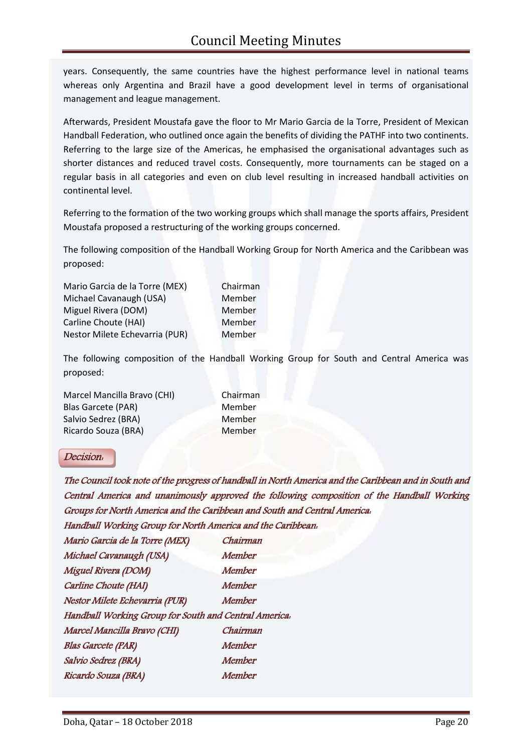years. Consequently, the same countries have the highest performance level in national teams whereas only Argentina and Brazil have a good development level in terms of organisational management and league management.

Afterwards, President Moustafa gave the floor to Mr Mario Garcia de la Torre, President of Mexican Handball Federation, who outlined once again the benefits of dividing the PATHF into two continents. Referring to the large size of the Americas, he emphasised the organisational advantages such as shorter distances and reduced travel costs. Consequently, more tournaments can be staged on a regular basis in all categories and even on club level resulting in increased handball activities on continental level.

Referring to the formation of the two working groups which shall manage the sports affairs, President Moustafa proposed a restructuring of the working groups concerned.

The following composition of the Handball Working Group for North America and the Caribbean was proposed:

| | |
|---|---|
| Mario Garcia de la Torre (MEX) | Chairman |
| Michael Cavanaugh (USA) | Member |
| Miguel Rivera (DOM) | Member |
| Carline Choute (HAI) | Member |
| Nestor Milete Echevarria (PUR) | Member |

The following composition of the Handball Working Group for South and Central America was proposed:

| | |
|---|---|
| Marcel Mancilla Bravo (CHI) | Chairman |
| Blas Garcete (PAR) | Member |
| Salvio Sedrez (BRA) | Member |
| Ricardo Souza (BRA) | Member |

*Decision:*

*The Council took note of the progress of handball in North America and the Caribbean and in South and Central America and unanimously approved the following composition of the Handball Working Groups for North America and the Caribbean and South and Central America:*

*Handball Working Group for North America and the Caribbean:*

| | |
|---|---|
| *Mario Garcia de la Torre (MEX)* | *Chairman* |
| *Michael Cavanaugh (USA)* | *Member* |
| *Miguel Rivera (DOM)* | *Member* |
| *Carline Choute (HAI)* | *Member* |
| *Nestor Milete Echevarria (PUR)* | *Member* |

*Handball Working Group for South and Central America:*

| | |
|---|---|
| *Marcel Mancilla Bravo (CHI)* | *Chairman* |
| *Blas Garcete (PAR)* | *Member* |
| *Salvio Sedrez (BRA)* | *Member* |
| *Ricardo Souza (BRA)* | *Member* |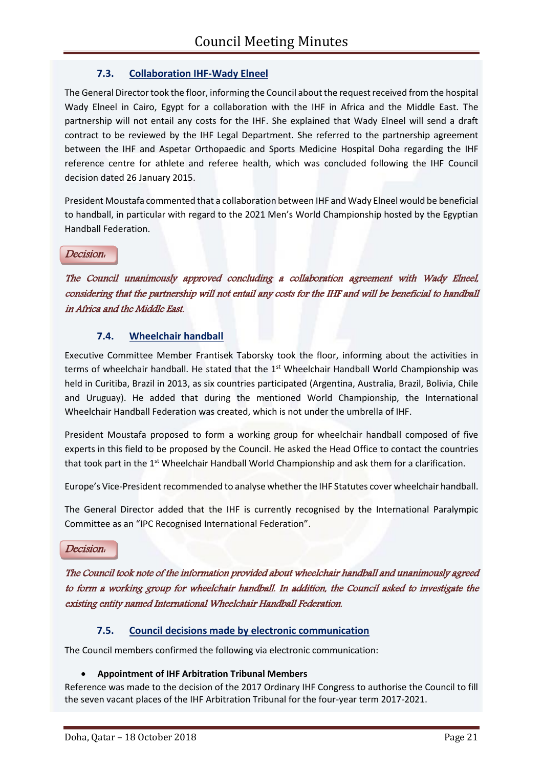### 7.3. Collaboration IHF-Wady Elneel

The General Director took the floor, informing the Council about the request received from the hospital Wady Elneel in Cairo, Egypt for a collaboration with the IHF in Africa and the Middle East. The partnership will not entail any costs for the IHF. She explained that Wady Elneel will send a draft contract to be reviewed by the IHF Legal Department. She referred to the partnership agreement between the IHF and Aspetar Orthopaedic and Sports Medicine Hospital Doha regarding the IHF reference centre for athlete and referee health, which was concluded following the IHF Council decision dated 26 January 2015.

President Moustafa commented that a collaboration between IHF and Wady Elneel would be beneficial to handball, in particular with regard to the 2021 Men's World Championship hosted by the Egyptian Handball Federation.

*Decision:*

*The Council unanimously approved concluding a collaboration agreement with Wady Elneel, considering that the partnership will not entail any costs for the IHF and will be beneficial to handball in Africa and the Middle East.*

### 7.4. Wheelchair handball

Executive Committee Member Frantisek Taborsky took the floor, informing about the activities in terms of wheelchair handball. He stated that the 1st Wheelchair Handball World Championship was held in Curitiba, Brazil in 2013, as six countries participated (Argentina, Australia, Brazil, Bolivia, Chile and Uruguay). He added that during the mentioned World Championship, the International Wheelchair Handball Federation was created, which is not under the umbrella of IHF.

President Moustafa proposed to form a working group for wheelchair handball composed of five experts in this field to be proposed by the Council. He asked the Head Office to contact the countries that took part in the 1st Wheelchair Handball World Championship and ask them for a clarification.

Europe's Vice-President recommended to analyse whether the IHF Statutes cover wheelchair handball.

The General Director added that the IHF is currently recognised by the International Paralympic Committee as an "IPC Recognised International Federation".

*Decision:*

*The Council took note of the information provided about wheelchair handball and unanimously agreed to form a working group for wheelchair handball. In addition, the Council asked to investigate the existing entity named International Wheelchair Handball Federation.*

### 7.5. Council decisions made by electronic communication

The Council members confirmed the following via electronic communication:

- **Appointment of IHF Arbitration Tribunal Members**

Reference was made to the decision of the 2017 Ordinary IHF Congress to authorise the Council to fill the seven vacant places of the IHF Arbitration Tribunal for the four-year term 2017-2021.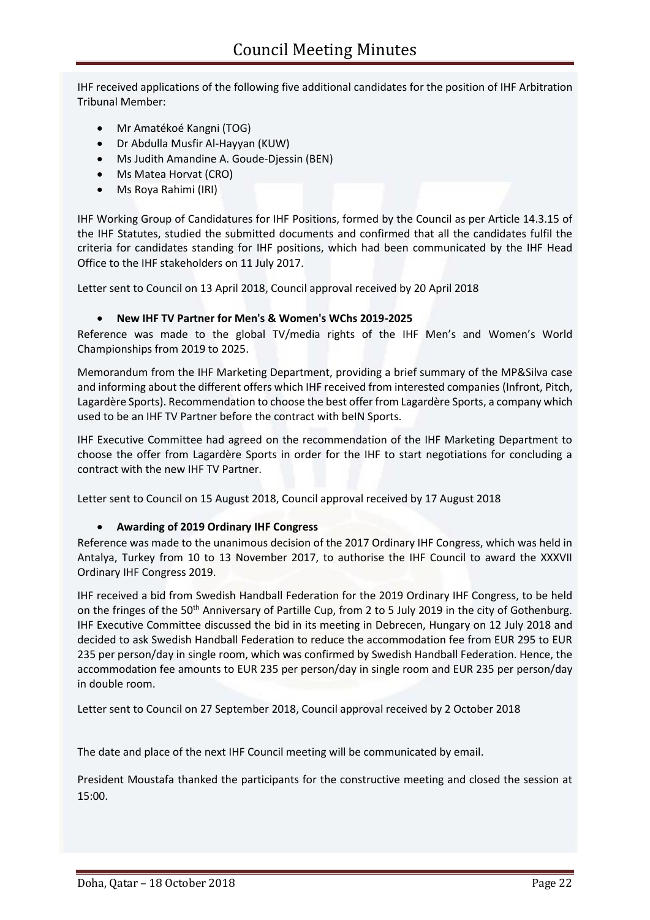IHF received applications of the following five additional candidates for the position of IHF Arbitration Tribunal Member:

- Mr Amatékoé Kangni (TOG)
- Dr Abdulla Musfir Al-Hayyan (KUW)
- Ms Judith Amandine A. Goude-Djessin (BEN)
- Ms Matea Horvat (CRO)
- Ms Roya Rahimi (IRI)

IHF Working Group of Candidatures for IHF Positions, formed by the Council as per Article 14.3.15 of the IHF Statutes, studied the submitted documents and confirmed that all the candidates fulfil the criteria for candidates standing for IHF positions, which had been communicated by the IHF Head Office to the IHF stakeholders on 11 July 2017.

Letter sent to Council on 13 April 2018, Council approval received by 20 April 2018

- **New IHF TV Partner for Men's & Women's WChs 2019-2025**

Reference was made to the global TV/media rights of the IHF Men's and Women's World Championships from 2019 to 2025.

Memorandum from the IHF Marketing Department, providing a brief summary of the MP&Silva case and informing about the different offers which IHF received from interested companies (Infront, Pitch, Lagardère Sports). Recommendation to choose the best offer from Lagardère Sports, a company which used to be an IHF TV Partner before the contract with beIN Sports.

IHF Executive Committee had agreed on the recommendation of the IHF Marketing Department to choose the offer from Lagardère Sports in order for the IHF to start negotiations for concluding a contract with the new IHF TV Partner.

Letter sent to Council on 15 August 2018, Council approval received by 17 August 2018

- **Awarding of 2019 Ordinary IHF Congress**

Reference was made to the unanimous decision of the 2017 Ordinary IHF Congress, which was held in Antalya, Turkey from 10 to 13 November 2017, to authorise the IHF Council to award the XXXVII Ordinary IHF Congress 2019.

IHF received a bid from Swedish Handball Federation for the 2019 Ordinary IHF Congress, to be held on the fringes of the 50th Anniversary of Partille Cup, from 2 to 5 July 2019 in the city of Gothenburg. IHF Executive Committee discussed the bid in its meeting in Debrecen, Hungary on 12 July 2018 and decided to ask Swedish Handball Federation to reduce the accommodation fee from EUR 295 to EUR 235 per person/day in single room, which was confirmed by Swedish Handball Federation. Hence, the accommodation fee amounts to EUR 235 per person/day in single room and EUR 235 per person/day in double room.

Letter sent to Council on 27 September 2018, Council approval received by 2 October 2018

The date and place of the next IHF Council meeting will be communicated by email.

President Moustafa thanked the participants for the constructive meeting and closed the session at 15:00.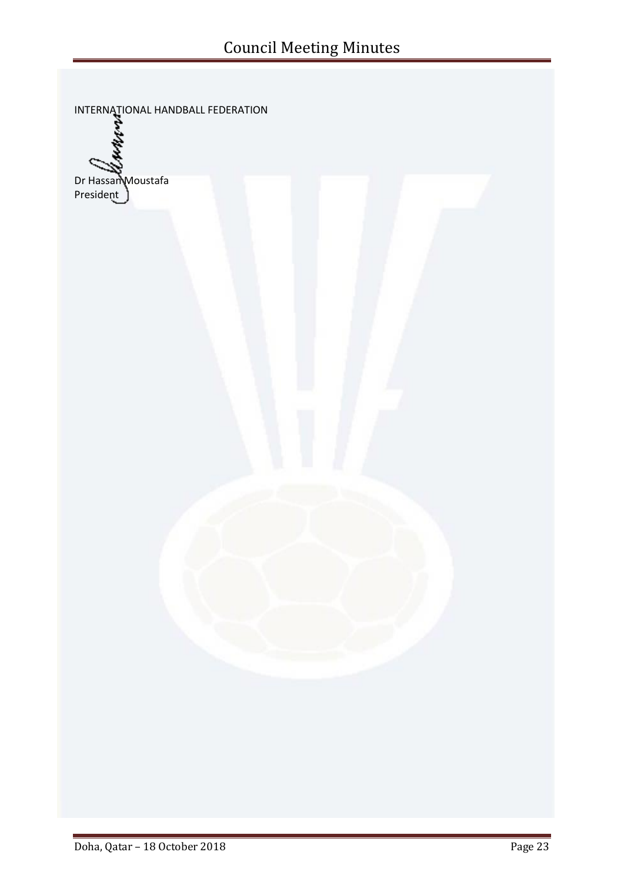INTERNATIONAL HANDBALL FEDERATION

Dr Hassan Moustafa
President